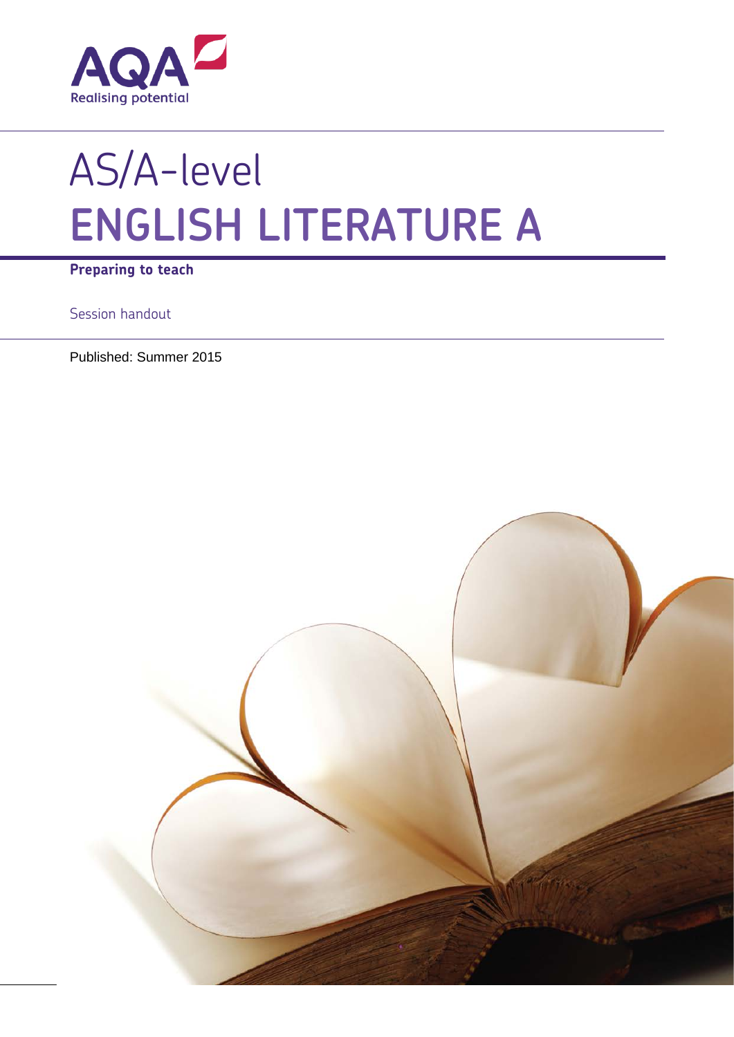AQA

Realising potential

# AS/A-level
# ENGLISH LITERATURE A

**Preparing to teach**

Session handout

Published: Summer 2015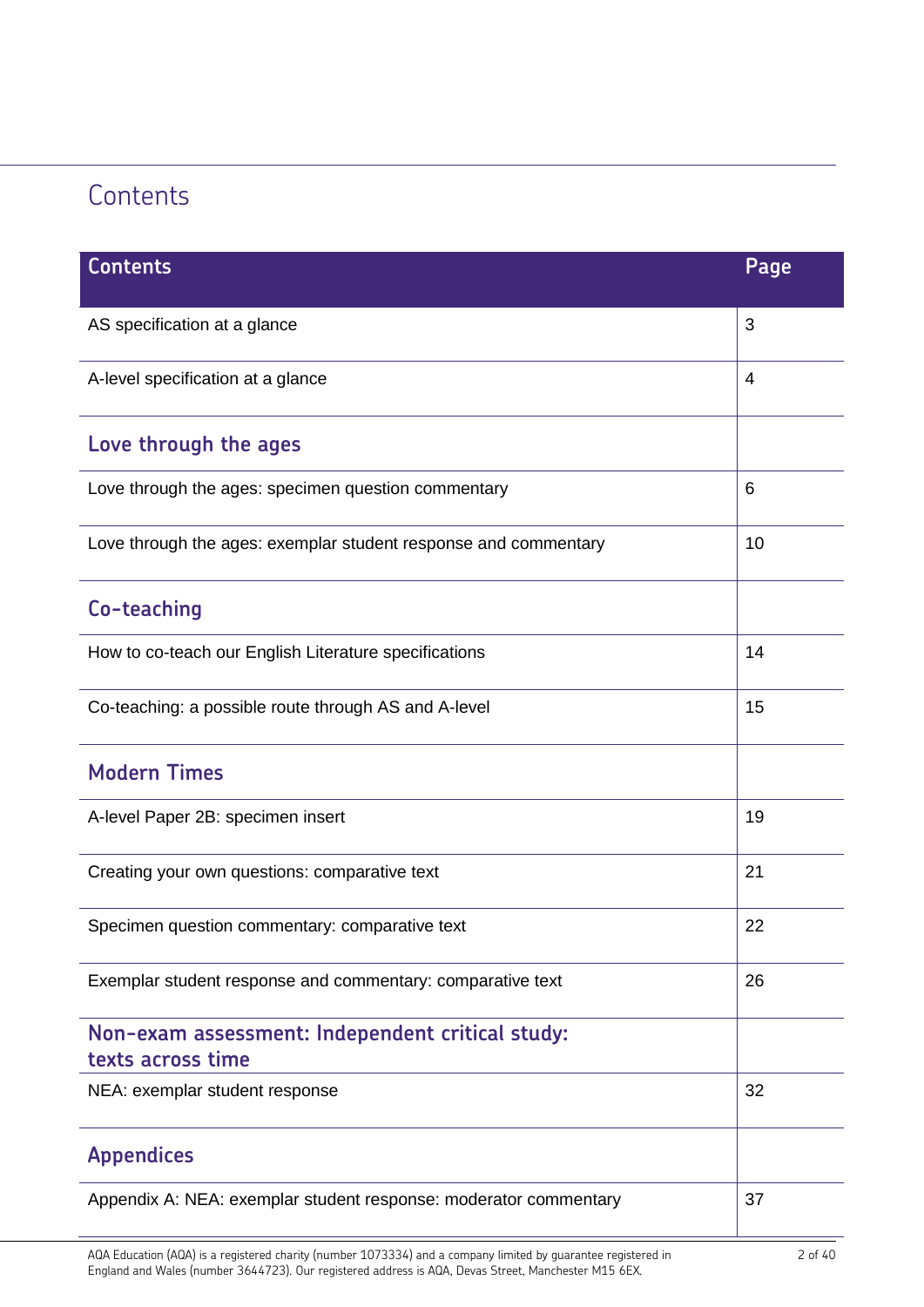# Contents

| Contents | Page |
|---|---|
| AS specification at a glance | 3 |
| A-level specification at a glance | 4 |
| **Love through the ages** | |
| Love through the ages: specimen question commentary | 6 |
| Love through the ages: exemplar student response and commentary | 10 |
| **Co-teaching** | |
| How to co-teach our English Literature specifications | 14 |
| Co-teaching: a possible route through AS and A-level | 15 |
| **Modern Times** | |
| A-level Paper 2B: specimen insert | 19 |
| Creating your own questions: comparative text | 21 |
| Specimen question commentary: comparative text | 22 |
| Exemplar student response and commentary: comparative text | 26 |
| **Non-exam assessment: Independent critical study: texts across time** | |
| NEA: exemplar student response | 32 |
| **Appendices** | |
| Appendix A: NEA: exemplar student response: moderator commentary | 37 |

AQA Education (AQA) is a registered charity (number 1073334) and a company limited by guarantee registered in England and Wales (number 3644723). Our registered address is AQA, Devas Street, Manchester M15 6EX.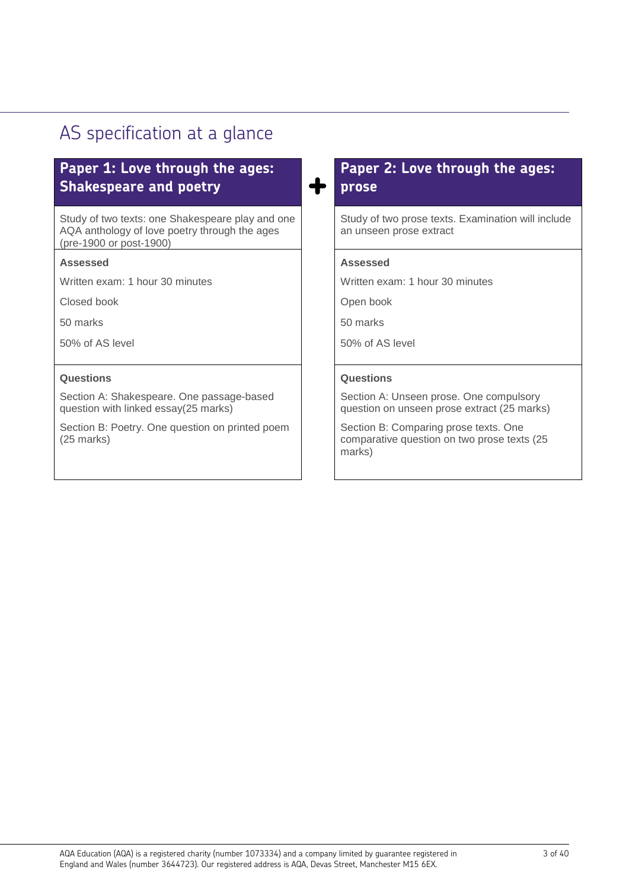## AS specification at a glance

### Paper 1: Love through the ages: Shakespeare and poetry

Study of two texts: one Shakespeare play and one AQA anthology of love poetry through the ages (pre-1900 or post-1900)

**Assessed**

Written exam: 1 hour 30 minutes

Closed book

50 marks

50% of AS level

**Questions**

Section A: Shakespeare. One passage-based question with linked essay(25 marks)

Section B: Poetry. One question on printed poem (25 marks)

+

### Paper 2: Love through the ages: prose

Study of two prose texts. Examination will include an unseen prose extract

**Assessed**

Written exam: 1 hour 30 minutes

Open book

50 marks

50% of AS level

**Questions**

Section A: Unseen prose. One compulsory question on unseen prose extract (25 marks)

Section B: Comparing prose texts. One comparative question on two prose texts (25 marks)

AQA Education (AQA) is a registered charity (number 1073334) and a company limited by guarantee registered in England and Wales (number 3644723). Our registered address is AQA, Devas Street, Manchester M15 6EX.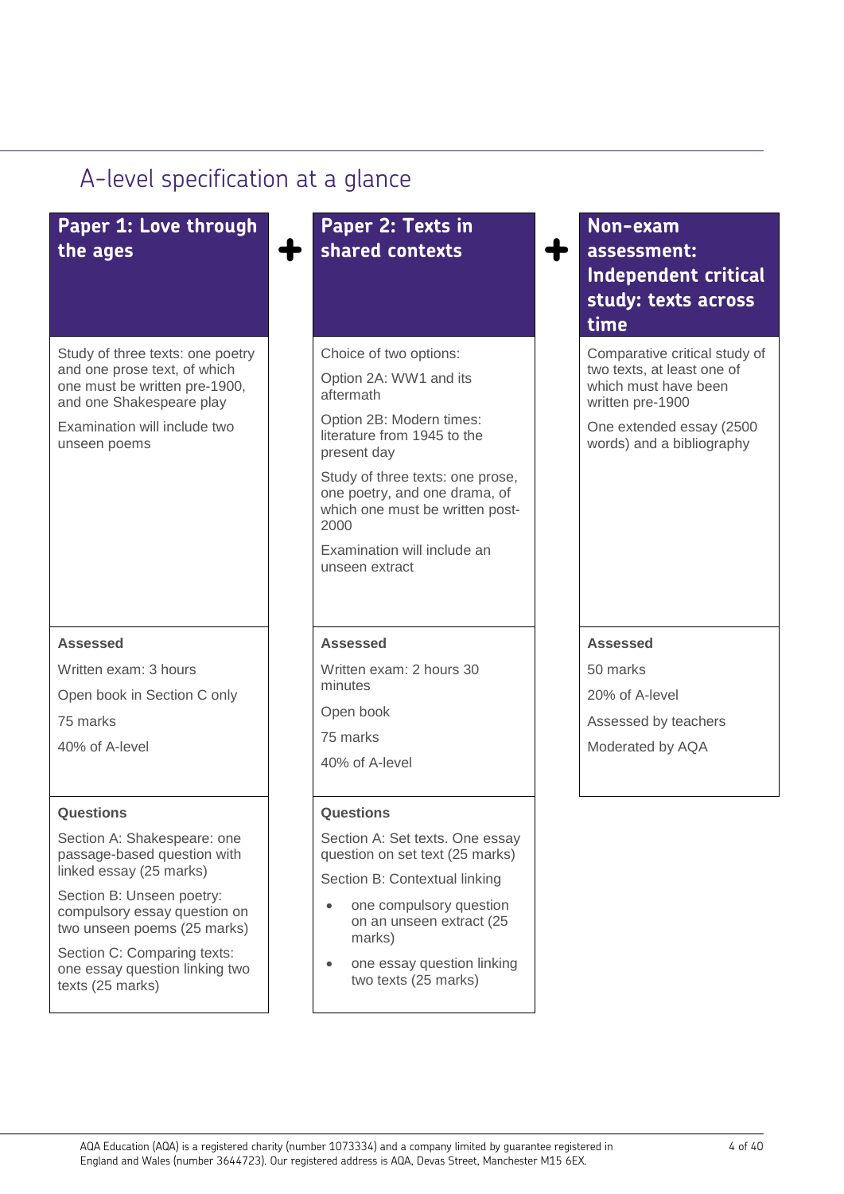## A-level specification at a glance

### Paper 1: Love through the ages

Study of three texts: one poetry and one prose text, of which one must be written pre-1900, and one Shakespeare play

Examination will include two unseen poems

**Assessed**

Written exam: 3 hours

Open book in Section C only

75 marks

40% of A-level

**Questions**

Section A: Shakespeare: one passage-based question with linked essay (25 marks)

Section B: Unseen poetry: compulsory essay question on two unseen poems (25 marks)

Section C: Comparing texts: one essay question linking two texts (25 marks)

**+**

### Paper 2: Texts in shared contexts

Choice of two options:

Option 2A: WW1 and its aftermath

Option 2B: Modern times: literature from 1945 to the present day

Study of three texts: one prose, one poetry, and one drama, of which one must be written post-2000

Examination will include an unseen extract

**Assessed**

Written exam: 2 hours 30 minutes

Open book

75 marks

40% of A-level

**Questions**

Section A: Set texts. One essay question on set text (25 marks)

Section B: Contextual linking

- one compulsory question on an unseen extract (25 marks)
- one essay question linking two texts (25 marks)

**+**

### Non-exam assessment: Independent critical study: texts across time

Comparative critical study of two texts, at least one of which must have been written pre-1900

One extended essay (2500 words) and a bibliography

**Assessed**

50 marks

20% of A-level

Assessed by teachers

Moderated by AQA

AQA Education (AQA) is a registered charity (number 1073334) and a company limited by guarantee registered in England and Wales (number 3644723). Our registered address is AQA, Devas Street, Manchester M15 6EX.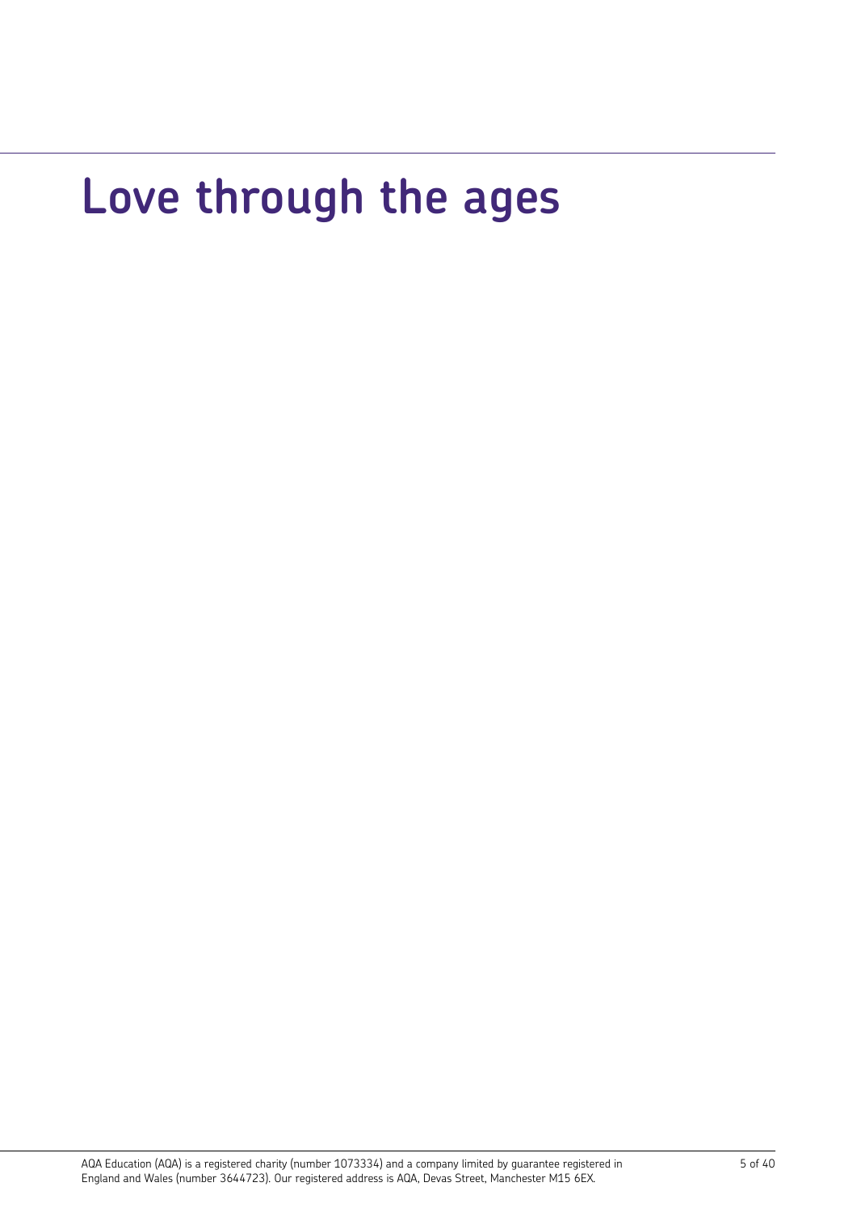# Love through the ages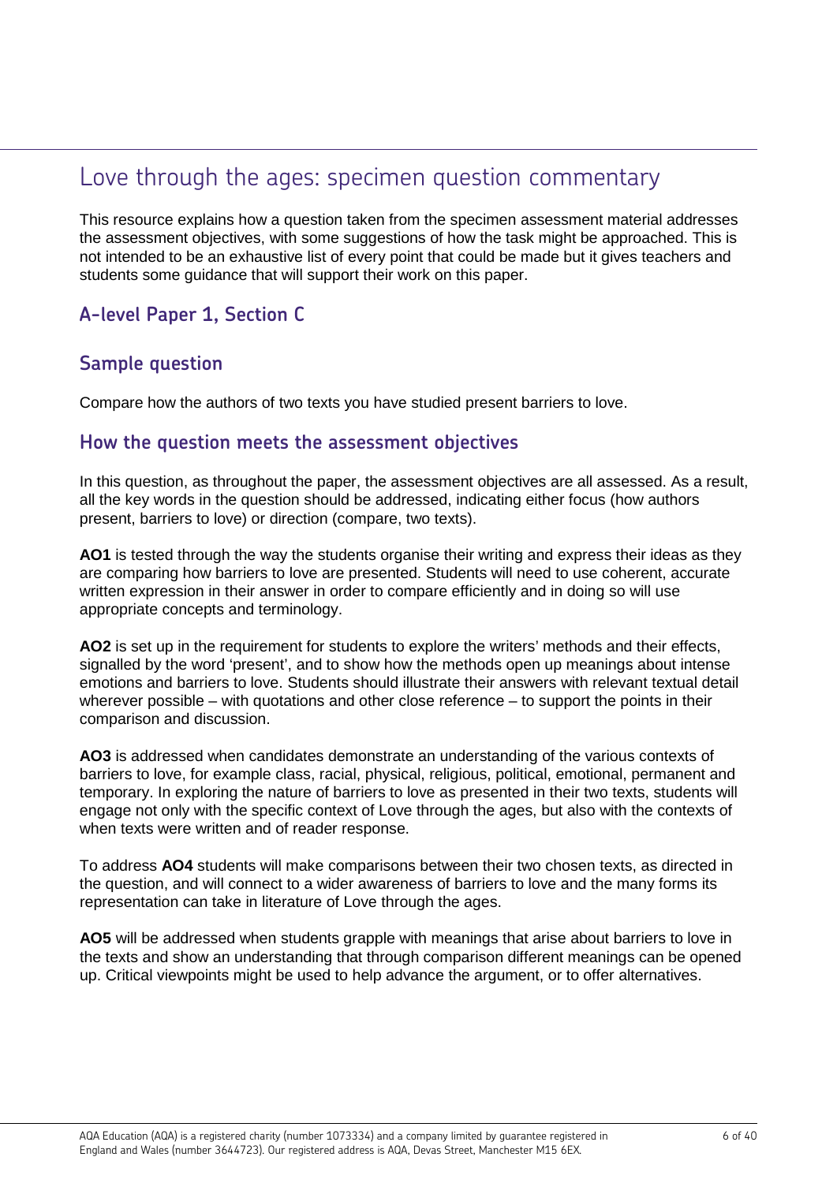# Love through the ages: specimen question commentary

This resource explains how a question taken from the specimen assessment material addresses the assessment objectives, with some suggestions of how the task might be approached. This is not intended to be an exhaustive list of every point that could be made but it gives teachers and students some guidance that will support their work on this paper.

## A-level Paper 1, Section C

### Sample question

Compare how the authors of two texts you have studied present barriers to love.

### How the question meets the assessment objectives

In this question, as throughout the paper, the assessment objectives are all assessed. As a result, all the key words in the question should be addressed, indicating either focus (how authors present, barriers to love) or direction (compare, two texts).

**AO1** is tested through the way the students organise their writing and express their ideas as they are comparing how barriers to love are presented. Students will need to use coherent, accurate written expression in their answer in order to compare efficiently and in doing so will use appropriate concepts and terminology.

**AO2** is set up in the requirement for students to explore the writers' methods and their effects, signalled by the word 'present', and to show how the methods open up meanings about intense emotions and barriers to love. Students should illustrate their answers with relevant textual detail wherever possible – with quotations and other close reference – to support the points in their comparison and discussion.

**AO3** is addressed when candidates demonstrate an understanding of the various contexts of barriers to love, for example class, racial, physical, religious, political, emotional, permanent and temporary. In exploring the nature of barriers to love as presented in their two texts, students will engage not only with the specific context of Love through the ages, but also with the contexts of when texts were written and of reader response.

To address **AO4** students will make comparisons between their two chosen texts, as directed in the question, and will connect to a wider awareness of barriers to love and the many forms its representation can take in literature of Love through the ages.

**AO5** will be addressed when students grapple with meanings that arise about barriers to love in the texts and show an understanding that through comparison different meanings can be opened up. Critical viewpoints might be used to help advance the argument, or to offer alternatives.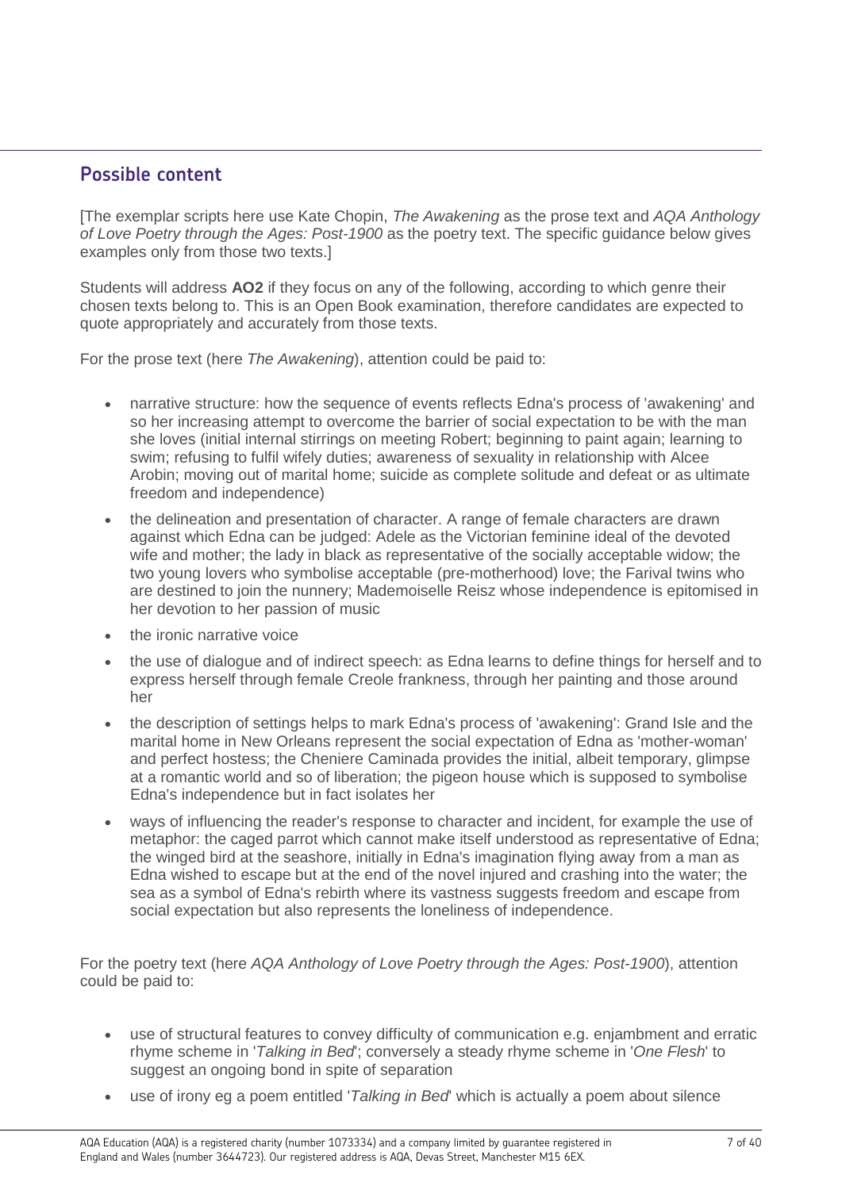## Possible content

[The exemplar scripts here use Kate Chopin, *The Awakening* as the prose text and *AQA Anthology of Love Poetry through the Ages: Post-1900* as the poetry text. The specific guidance below gives examples only from those two texts.]

Students will address **AO2** if they focus on any of the following, according to which genre their chosen texts belong to. This is an Open Book examination, therefore candidates are expected to quote appropriately and accurately from those texts.

For the prose text (here *The Awakening*), attention could be paid to:

- narrative structure: how the sequence of events reflects Edna's process of 'awakening' and so her increasing attempt to overcome the barrier of social expectation to be with the man she loves (initial internal stirrings on meeting Robert; beginning to paint again; learning to swim; refusing to fulfil wifely duties; awareness of sexuality in relationship with Alcee Arobin; moving out of marital home; suicide as complete solitude and defeat or as ultimate freedom and independence)
- the delineation and presentation of character. A range of female characters are drawn against which Edna can be judged: Adele as the Victorian feminine ideal of the devoted wife and mother; the lady in black as representative of the socially acceptable widow; the two young lovers who symbolise acceptable (pre-motherhood) love; the Farival twins who are destined to join the nunnery; Mademoiselle Reisz whose independence is epitomised in her devotion to her passion of music
- the ironic narrative voice
- the use of dialogue and of indirect speech: as Edna learns to define things for herself and to express herself through female Creole frankness, through her painting and those around her
- the description of settings helps to mark Edna's process of 'awakening': Grand Isle and the marital home in New Orleans represent the social expectation of Edna as 'mother-woman' and perfect hostess; the Cheniere Caminada provides the initial, albeit temporary, glimpse at a romantic world and so of liberation; the pigeon house which is supposed to symbolise Edna's independence but in fact isolates her
- ways of influencing the reader's response to character and incident, for example the use of metaphor: the caged parrot which cannot make itself understood as representative of Edna; the winged bird at the seashore, initially in Edna's imagination flying away from a man as Edna wished to escape but at the end of the novel injured and crashing into the water; the sea as a symbol of Edna's rebirth where its vastness suggests freedom and escape from social expectation but also represents the loneliness of independence.

For the poetry text (here *AQA Anthology of Love Poetry through the Ages: Post-1900*), attention could be paid to:

- use of structural features to convey difficulty of communication e.g. enjambment and erratic rhyme scheme in '*Talking in Bed*'; conversely a steady rhyme scheme in '*One Flesh*' to suggest an ongoing bond in spite of separation
- use of irony eg a poem entitled '*Talking in Bed*' which is actually a poem about silence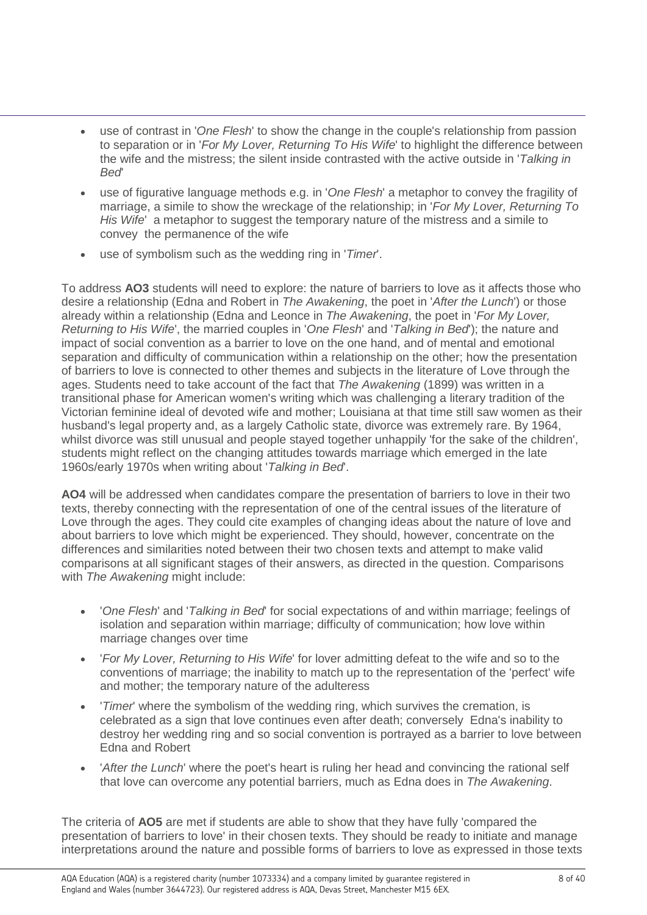- use of contrast in '*One Flesh*' to show the change in the couple's relationship from passion to separation or in '*For My Lover, Returning To His Wife*' to highlight the difference between the wife and the mistress; the silent inside contrasted with the active outside in '*Talking in Bed*'
- use of figurative language methods e.g. in '*One Flesh*' a metaphor to convey the fragility of marriage, a simile to show the wreckage of the relationship; in '*For My Lover, Returning To His Wife*' a metaphor to suggest the temporary nature of the mistress and a simile to convey the permanence of the wife
- use of symbolism such as the wedding ring in '*Timer*'.

To address **AO3** students will need to explore: the nature of barriers to love as it affects those who desire a relationship (Edna and Robert in *The Awakening*, the poet in '*After the Lunch*') or those already within a relationship (Edna and Leonce in *The Awakening*, the poet in '*For My Lover, Returning to His Wife*', the married couples in '*One Flesh*' and '*Talking in Bed*'); the nature and impact of social convention as a barrier to love on the one hand, and of mental and emotional separation and difficulty of communication within a relationship on the other; how the presentation of barriers to love is connected to other themes and subjects in the literature of Love through the ages. Students need to take account of the fact that *The Awakening* (1899) was written in a transitional phase for American women's writing which was challenging a literary tradition of the Victorian feminine ideal of devoted wife and mother; Louisiana at that time still saw women as their husband's legal property and, as a largely Catholic state, divorce was extremely rare. By 1964, whilst divorce was still unusual and people stayed together unhappily 'for the sake of the children', students might reflect on the changing attitudes towards marriage which emerged in the late 1960s/early 1970s when writing about '*Talking in Bed*'.

**AO4** will be addressed when candidates compare the presentation of barriers to love in their two texts, thereby connecting with the representation of one of the central issues of the literature of Love through the ages. They could cite examples of changing ideas about the nature of love and about barriers to love which might be experienced. They should, however, concentrate on the differences and similarities noted between their two chosen texts and attempt to make valid comparisons at all significant stages of their answers, as directed in the question. Comparisons with *The Awakening* might include:

- '*One Flesh*' and '*Talking in Bed*' for social expectations of and within marriage; feelings of isolation and separation within marriage; difficulty of communication; how love within marriage changes over time
- '*For My Lover, Returning to His Wife*' for lover admitting defeat to the wife and so to the conventions of marriage; the inability to match up to the representation of the 'perfect' wife and mother; the temporary nature of the adulteress
- '*Timer*' where the symbolism of the wedding ring, which survives the cremation, is celebrated as a sign that love continues even after death; conversely Edna's inability to destroy her wedding ring and so social convention is portrayed as a barrier to love between Edna and Robert
- '*After the Lunch*' where the poet's heart is ruling her head and convincing the rational self that love can overcome any potential barriers, much as Edna does in *The Awakening*.

The criteria of **AO5** are met if students are able to show that they have fully 'compared the presentation of barriers to love' in their chosen texts. They should be ready to initiate and manage interpretations around the nature and possible forms of barriers to love as expressed in those texts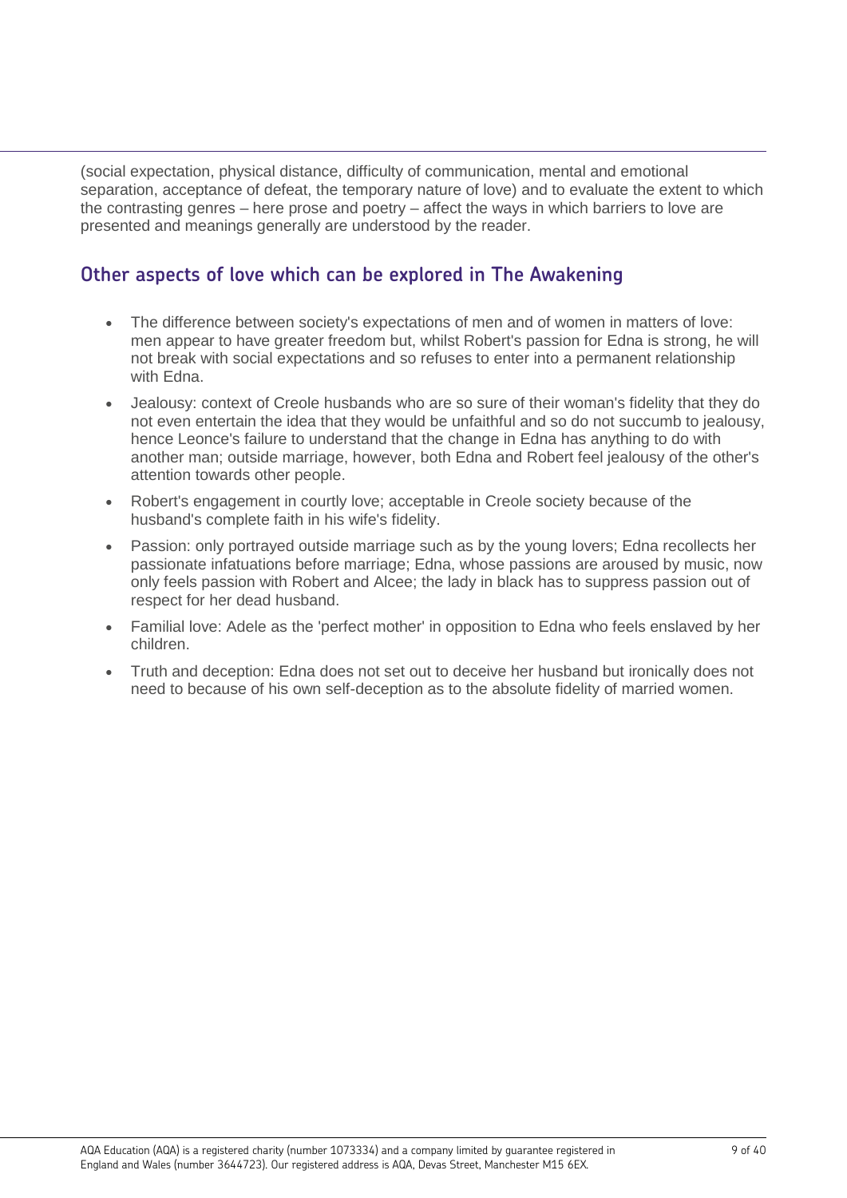(social expectation, physical distance, difficulty of communication, mental and emotional separation, acceptance of defeat, the temporary nature of love) and to evaluate the extent to which the contrasting genres – here prose and poetry – affect the ways in which barriers to love are presented and meanings generally are understood by the reader.

## Other aspects of love which can be explored in The Awakening

- The difference between society's expectations of men and of women in matters of love: men appear to have greater freedom but, whilst Robert's passion for Edna is strong, he will not break with social expectations and so refuses to enter into a permanent relationship with Edna.
- Jealousy: context of Creole husbands who are so sure of their woman's fidelity that they do not even entertain the idea that they would be unfaithful and so do not succumb to jealousy, hence Leonce's failure to understand that the change in Edna has anything to do with another man; outside marriage, however, both Edna and Robert feel jealousy of the other's attention towards other people.
- Robert's engagement in courtly love; acceptable in Creole society because of the husband's complete faith in his wife's fidelity.
- Passion: only portrayed outside marriage such as by the young lovers; Edna recollects her passionate infatuations before marriage; Edna, whose passions are aroused by music, now only feels passion with Robert and Alcee; the lady in black has to suppress passion out of respect for her dead husband.
- Familial love: Adele as the 'perfect mother' in opposition to Edna who feels enslaved by her children.
- Truth and deception: Edna does not set out to deceive her husband but ironically does not need to because of his own self-deception as to the absolute fidelity of married women.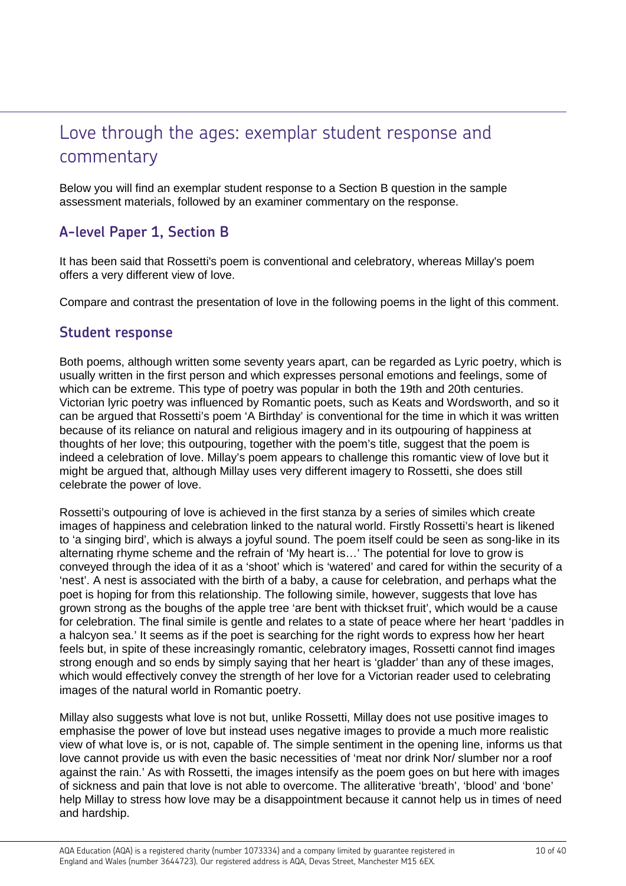# Love through the ages: exemplar student response and commentary

Below you will find an exemplar student response to a Section B question in the sample assessment materials, followed by an examiner commentary on the response.

## A-level Paper 1, Section B

It has been said that Rossetti's poem is conventional and celebratory, whereas Millay's poem offers a very different view of love.

Compare and contrast the presentation of love in the following poems in the light of this comment.

## Student response

Both poems, although written some seventy years apart, can be regarded as Lyric poetry, which is usually written in the first person and which expresses personal emotions and feelings, some of which can be extreme. This type of poetry was popular in both the 19th and 20th centuries. Victorian lyric poetry was influenced by Romantic poets, such as Keats and Wordsworth, and so it can be argued that Rossetti's poem 'A Birthday' is conventional for the time in which it was written because of its reliance on natural and religious imagery and in its outpouring of happiness at thoughts of her love; this outpouring, together with the poem's title, suggest that the poem is indeed a celebration of love. Millay's poem appears to challenge this romantic view of love but it might be argued that, although Millay uses very different imagery to Rossetti, she does still celebrate the power of love.

Rossetti's outpouring of love is achieved in the first stanza by a series of similes which create images of happiness and celebration linked to the natural world. Firstly Rossetti's heart is likened to 'a singing bird', which is always a joyful sound. The poem itself could be seen as song-like in its alternating rhyme scheme and the refrain of 'My heart is…' The potential for love to grow is conveyed through the idea of it as a 'shoot' which is 'watered' and cared for within the security of a 'nest'. A nest is associated with the birth of a baby, a cause for celebration, and perhaps what the poet is hoping for from this relationship. The following simile, however, suggests that love has grown strong as the boughs of the apple tree 'are bent with thickset fruit', which would be a cause for celebration. The final simile is gentle and relates to a state of peace where her heart 'paddles in a halcyon sea.' It seems as if the poet is searching for the right words to express how her heart feels but, in spite of these increasingly romantic, celebratory images, Rossetti cannot find images strong enough and so ends by simply saying that her heart is 'gladder' than any of these images, which would effectively convey the strength of her love for a Victorian reader used to celebrating images of the natural world in Romantic poetry.

Millay also suggests what love is not but, unlike Rossetti, Millay does not use positive images to emphasise the power of love but instead uses negative images to provide a much more realistic view of what love is, or is not, capable of. The simple sentiment in the opening line, informs us that love cannot provide us with even the basic necessities of 'meat nor drink Nor/ slumber nor a roof against the rain.' As with Rossetti, the images intensify as the poem goes on but here with images of sickness and pain that love is not able to overcome. The alliterative 'breath', 'blood' and 'bone' help Millay to stress how love may be a disappointment because it cannot help us in times of need and hardship.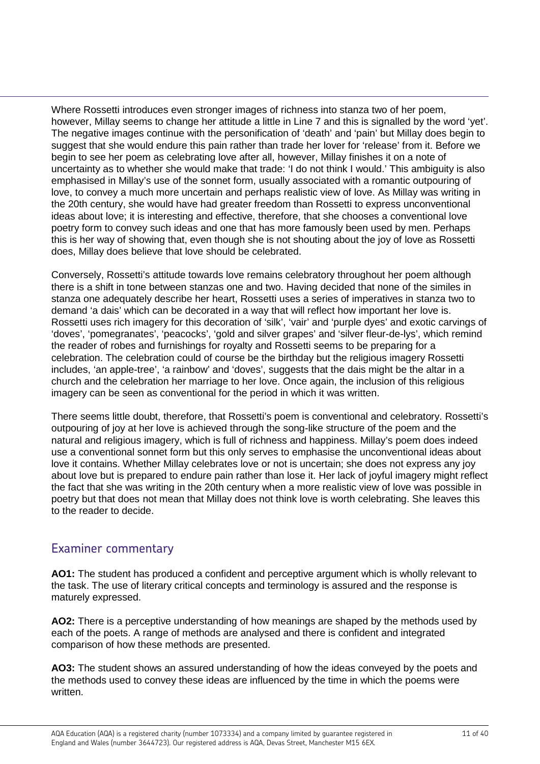Where Rossetti introduces even stronger images of richness into stanza two of her poem, however, Millay seems to change her attitude a little in Line 7 and this is signalled by the word 'yet'. The negative images continue with the personification of 'death' and 'pain' but Millay does begin to suggest that she would endure this pain rather than trade her lover for 'release' from it. Before we begin to see her poem as celebrating love after all, however, Millay finishes it on a note of uncertainty as to whether she would make that trade: 'I do not think I would.' This ambiguity is also emphasised in Millay's use of the sonnet form, usually associated with a romantic outpouring of love, to convey a much more uncertain and perhaps realistic view of love. As Millay was writing in the 20th century, she would have had greater freedom than Rossetti to express unconventional ideas about love; it is interesting and effective, therefore, that she chooses a conventional love poetry form to convey such ideas and one that has more famously been used by men. Perhaps this is her way of showing that, even though she is not shouting about the joy of love as Rossetti does, Millay does believe that love should be celebrated.

Conversely, Rossetti's attitude towards love remains celebratory throughout her poem although there is a shift in tone between stanzas one and two. Having decided that none of the similes in stanza one adequately describe her heart, Rossetti uses a series of imperatives in stanza two to demand 'a dais' which can be decorated in a way that will reflect how important her love is. Rossetti uses rich imagery for this decoration of 'silk', 'vair' and 'purple dyes' and exotic carvings of 'doves', 'pomegranates', 'peacocks', 'gold and silver grapes' and 'silver fleur-de-lys', which remind the reader of robes and furnishings for royalty and Rossetti seems to be preparing for a celebration. The celebration could of course be the birthday but the religious imagery Rossetti includes, 'an apple-tree', 'a rainbow' and 'doves', suggests that the dais might be the altar in a church and the celebration her marriage to her love. Once again, the inclusion of this religious imagery can be seen as conventional for the period in which it was written.

There seems little doubt, therefore, that Rossetti's poem is conventional and celebratory. Rossetti's outpouring of joy at her love is achieved through the song-like structure of the poem and the natural and religious imagery, which is full of richness and happiness. Millay's poem does indeed use a conventional sonnet form but this only serves to emphasise the unconventional ideas about love it contains. Whether Millay celebrates love or not is uncertain; she does not express any joy about love but is prepared to endure pain rather than lose it. Her lack of joyful imagery might reflect the fact that she was writing in the 20th century when a more realistic view of love was possible in poetry but that does not mean that Millay does not think love is worth celebrating. She leaves this to the reader to decide.

## Examiner commentary

**AO1:** The student has produced a confident and perceptive argument which is wholly relevant to the task. The use of literary critical concepts and terminology is assured and the response is maturely expressed.

**AO2:** There is a perceptive understanding of how meanings are shaped by the methods used by each of the poets. A range of methods are analysed and there is confident and integrated comparison of how these methods are presented.

**AO3:** The student shows an assured understanding of how the ideas conveyed by the poets and the methods used to convey these ideas are influenced by the time in which the poems were written.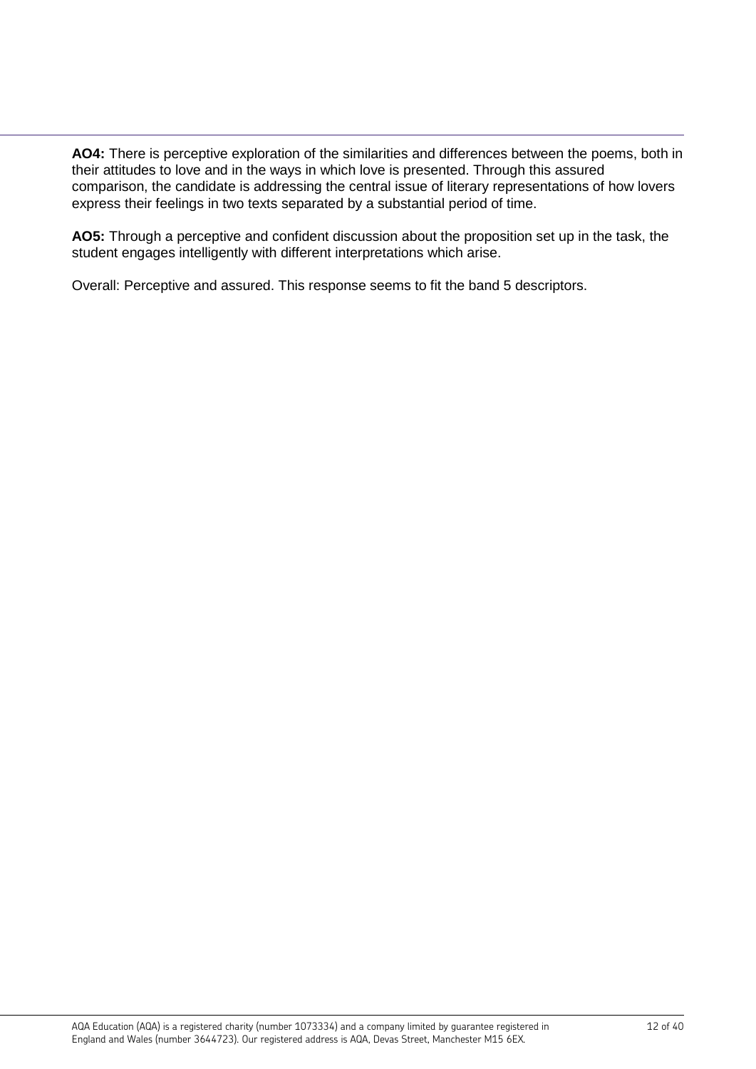**AO4:** There is perceptive exploration of the similarities and differences between the poems, both in their attitudes to love and in the ways in which love is presented. Through this assured comparison, the candidate is addressing the central issue of literary representations of how lovers express their feelings in two texts separated by a substantial period of time.

**AO5:** Through a perceptive and confident discussion about the proposition set up in the task, the student engages intelligently with different interpretations which arise.

Overall: Perceptive and assured. This response seems to fit the band 5 descriptors.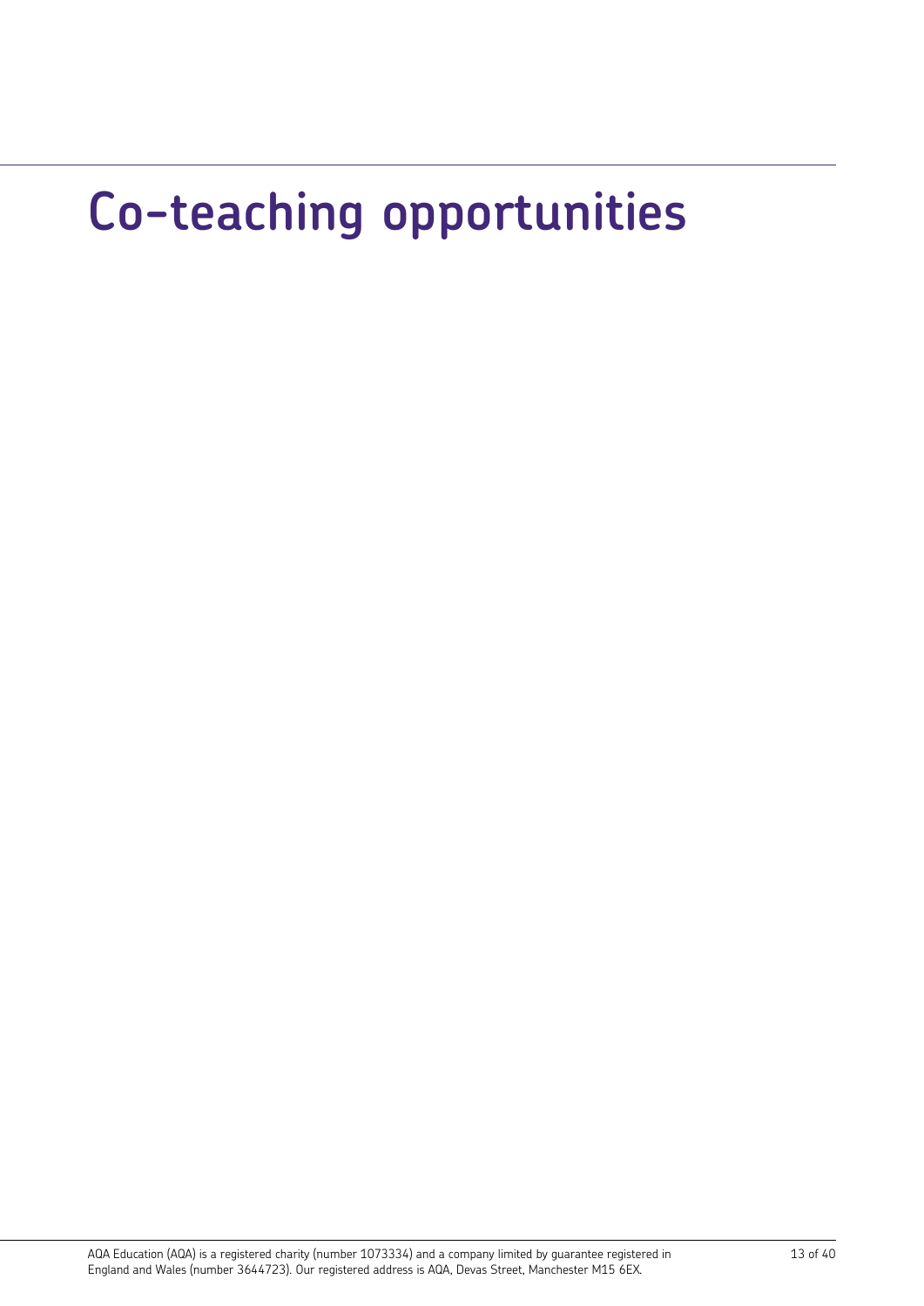# Co-teaching opportunities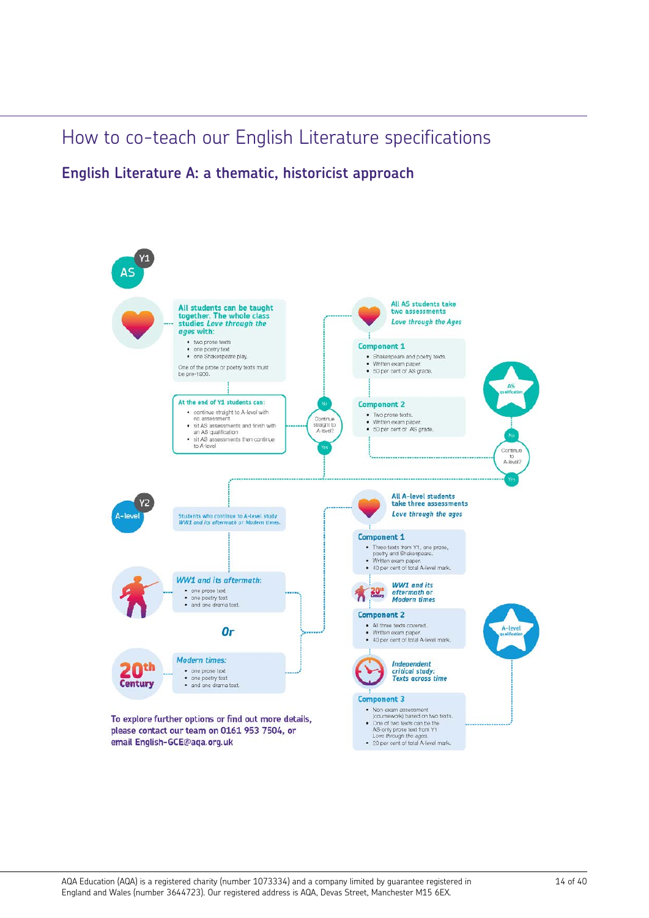# How to co-teach our English Literature specifications

## English Literature A: a thematic, historicist approach

### AS (Y1)

**All students can be taught together. The whole class studies *Love through the ages* with:**

- two prose texts
- one poetry text
- one Shakespeare play.

One of the prose or poetry texts must be pre-1900.

**At the end of Y1 students can:**

- continue straight to A-level with no assessment
- sit AS assessments and finish with an AS qualification
- sit AS assessments then continue to A-level

Continue straight to A-level? No / Yes

**All AS students take two assessments**
*Love through the Ages*

**Component 1**

- Shakespeare and poetry texts.
- Written exam paper.
- 50 per cent of AS grade.

**Component 2**

- Two prose texts.
- Written exam paper.
- 50 per cent of AS grade.

AS qualification

Continue to A-level? No / Yes

### A-level (Y2)

Students who continue to A-level study *WW1 and its aftermath* or *Modern times*.

***WW1 and its aftermath:***

- one prose text
- one poetry text
- and one drama text.

***Or***

***Modern times:***

- one prose text
- one poetry text
- and one drama text.

**All A-level students take three assessments**
*Love through the ages*

**Component 1**

- Three texts from Y1, one prose, poetry and Shakespeare.
- Written exam paper.
- 40 per cent of total A-level mark.

*WW1 and its aftermath or Modern times*

**Component 2**

- All three texts covered.
- Written exam paper.
- 40 per cent of total A-level mark.

*Independent critical study: Texts across time*

**Component 3**

- Non-exam assessment (coursework) based on two texts.
- One of two texts can be the AS-only prose text from Y1 *Love through the ages*.
- 20 per cent of total A-level mark.

A-level qualification

**To explore further options or find out more details, please contact our team on 0161 953 7504, or email English-GCE@aqa.org.uk**

AQA Education (AQA) is a registered charity (number 1073334) and a company limited by guarantee registered in England and Wales (number 3644723). Our registered address is AQA, Devas Street, Manchester M15 6EX.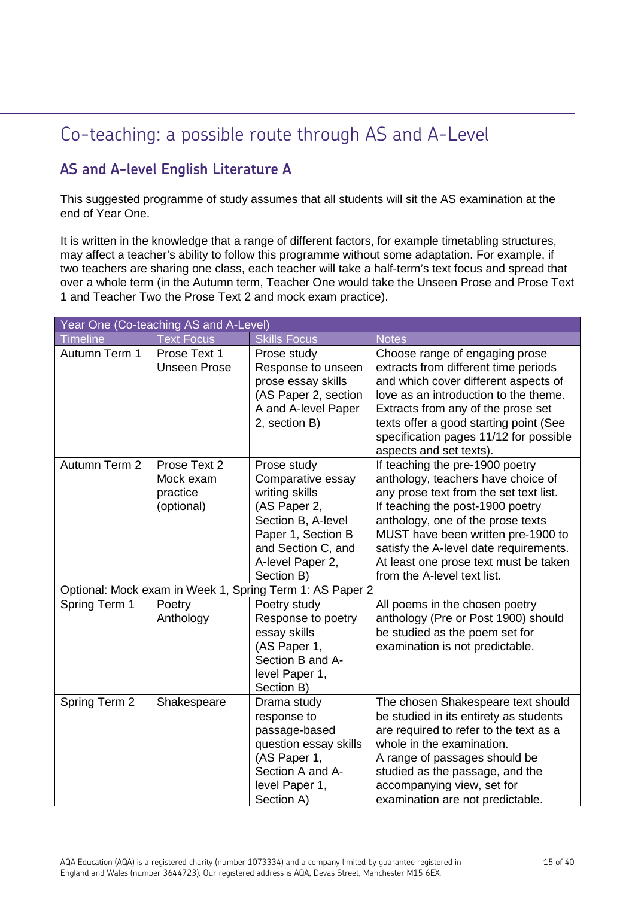# Co-teaching: a possible route through AS and A-Level

## AS and A-level English Literature A

This suggested programme of study assumes that all students will sit the AS examination at the end of Year One.

It is written in the knowledge that a range of different factors, for example timetabling structures, may affect a teacher's ability to follow this programme without some adaptation. For example, if two teachers are sharing one class, each teacher will take a half-term's text focus and spread that over a whole term (in the Autumn term, Teacher One would take the Unseen Prose and Prose Text 1 and Teacher Two the Prose Text 2 and mock exam practice).

| Year One (Co-teaching AS and A-Level) | | | |
|---|---|---|---|
| **Timeline** | **Text Focus** | **Skills Focus** | **Notes** |
| Autumn Term 1 | Prose Text 1<br>Unseen Prose | Prose study<br>Response to unseen prose essay skills (AS Paper 2, section A and A-level Paper 2, section B) | Choose range of engaging prose extracts from different time periods and which cover different aspects of love as an introduction to the theme. Extracts from any of the prose set texts offer a good starting point (See specification pages 11/12 for possible aspects and set texts). |
| Autumn Term 2 | Prose Text 2<br>Mock exam practice (optional) | Prose study<br>Comparative essay writing skills (AS Paper 2, Section B, A-level Paper 1, Section B and Section C, and A-level Paper 2, Section B) | If teaching the pre-1900 poetry anthology, teachers have choice of any prose text from the set text list. If teaching the post-1900 poetry anthology, one of the prose texts MUST have been written pre-1900 to satisfy the A-level date requirements. At least one prose text must be taken from the A-level text list. |
| Optional: Mock exam in Week 1, Spring Term 1: AS Paper 2 | | | |
| Spring Term 1 | Poetry Anthology | Poetry study<br>Response to poetry essay skills (AS Paper 1, Section B and A-level Paper 1, Section B) | All poems in the chosen poetry anthology (Pre or Post 1900) should be studied as the poem set for examination is not predictable. |
| Spring Term 2 | Shakespeare | Drama study<br>response to passage-based question essay skills (AS Paper 1, Section A and A-level Paper 1, Section A) | The chosen Shakespeare text should be studied in its entirety as students are required to refer to the text as a whole in the examination.<br>A range of passages should be studied as the passage, and the accompanying view, set for examination are not predictable. |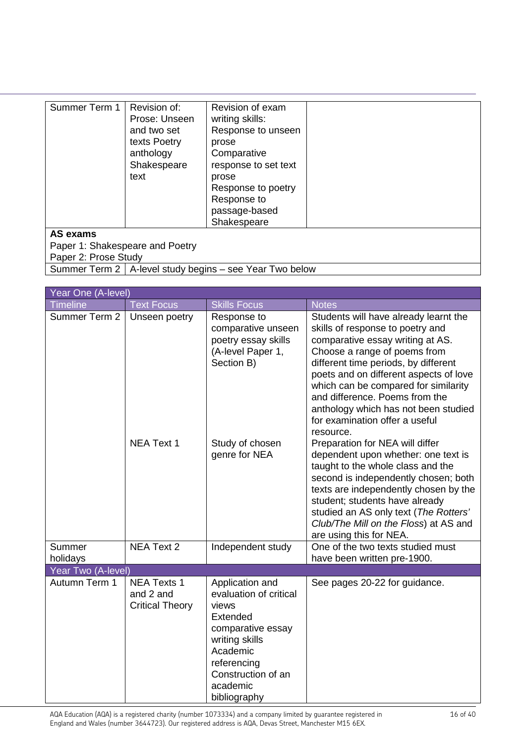| | | | |
|---|---|---|---|
| Summer Term 1 | Revision of: Prose: Unseen and two set texts Poetry anthology Shakespeare text | Revision of exam writing skills: Response to unseen prose Comparative response to set text prose Response to poetry Response to passage-based Shakespeare | |
| **AS exams** Paper 1: Shakespeare and Poetry Paper 2: Prose Study | | | |
| Summer Term 2 | A-level study begins – see Year Two below | | |

| Year One (A-level) | | | |
|---|---|---|---|
| **Timeline** | **Text Focus** | **Skills Focus** | **Notes** |
| Summer Term 2 | Unseen poetry | Response to comparative unseen poetry essay skills (A-level Paper 1, Section B) | Students will have already learnt the skills of response to poetry and comparative essay writing at AS. Choose a range of poems from different time periods, by different poets and on different aspects of love which can be compared for similarity and difference. Poems from the anthology which has not been studied for examination offer a useful resource. |
| | NEA Text 1 | Study of chosen genre for NEA | Preparation for NEA will differ dependent upon whether: one text is taught to the whole class and the second is independently chosen; both texts are independently chosen by the student; students have already studied an AS only text (*The Rotters' Club/The Mill on the Floss*) at AS and are using this for NEA. |
| Summer holidays | NEA Text 2 | Independent study | One of the two texts studied must have been written pre-1900. |
| **Year Two (A-level)** | | | |
| Autumn Term 1 | NEA Texts 1 and 2 and Critical Theory | Application and evaluation of critical views Extended comparative essay writing skills Academic referencing Construction of an academic bibliography | See pages 20-22 for guidance. |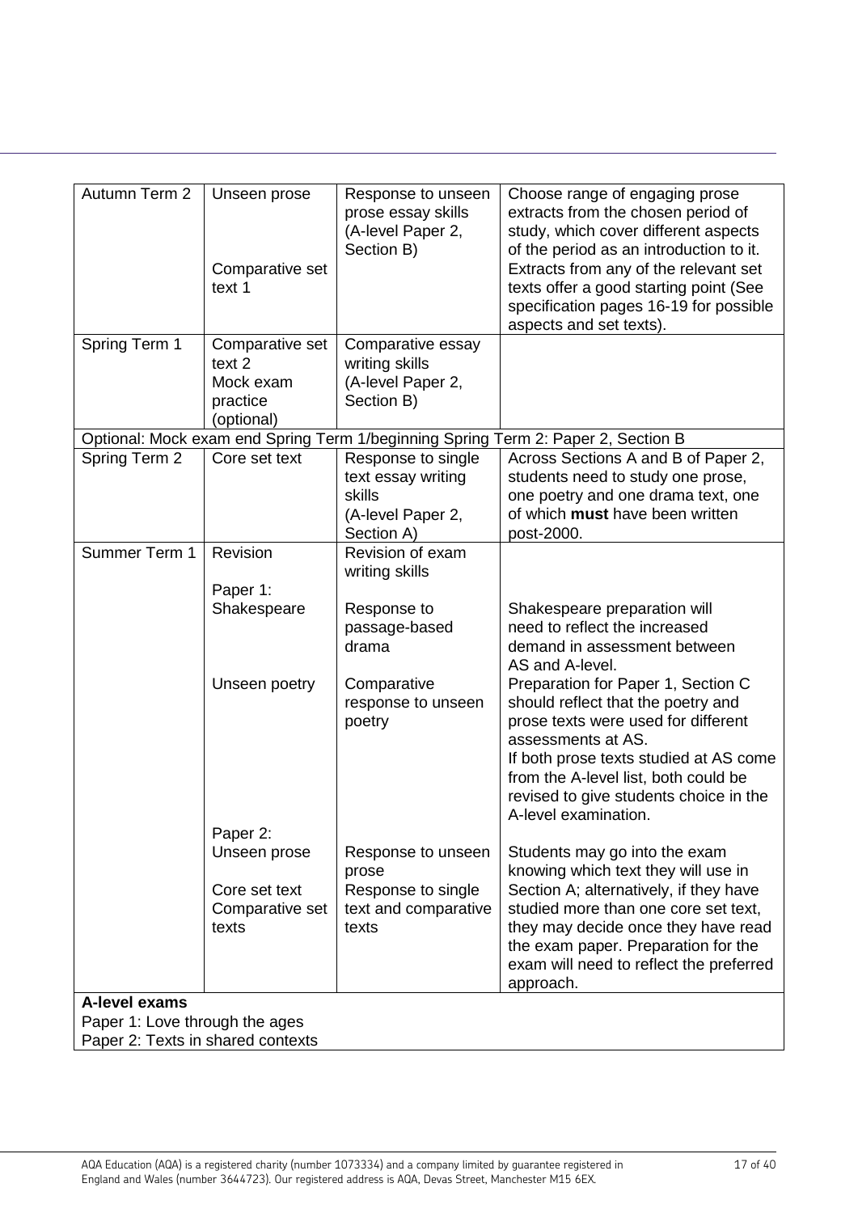| Autumn Term 2 | Unseen prose<br><br><br><br>Comparative set text 1 | Response to unseen prose essay skills (A-level Paper 2, Section B) | Choose range of engaging prose extracts from the chosen period of study, which cover different aspects of the period as an introduction to it. Extracts from any of the relevant set texts offer a good starting point (See specification pages 16-19 for possible aspects and set texts). |
|---|---|---|---|
| Spring Term 1 | Comparative set text 2<br>Mock exam practice (optional) | Comparative essay writing skills (A-level Paper 2, Section B) | |
| Optional: Mock exam end Spring Term 1/beginning Spring Term 2: Paper 2, Section B | | | |
| Spring Term 2 | Core set text | Response to single text essay writing skills (A-level Paper 2, Section A) | Across Sections A and B of Paper 2, students need to study one prose, one poetry and one drama text, one of which **must** have been written post-2000. |
| Summer Term 1 | Revision<br><br>Paper 1:<br>Shakespeare<br><br><br><br>Unseen poetry<br><br><br><br><br><br><br><br>Paper 2:<br>Unseen prose<br><br>Core set text<br>Comparative set texts | Revision of exam writing skills<br><br>Response to passage-based drama<br><br><br>Comparative response to unseen poetry<br><br><br><br><br><br><br><br>Response to unseen prose<br>Response to single text and comparative texts | Shakespeare preparation will need to reflect the increased demand in assessment between AS and A-level.<br>Preparation for Paper 1, Section C should reflect that the poetry and prose texts were used for different assessments at AS.<br>If both prose texts studied at AS come from the A-level list, both could be revised to give students choice in the A-level examination.<br><br>Students may go into the exam knowing which text they will use in Section A; alternatively, if they have studied more than one core set text, they may decide once they have read the exam paper. Preparation for the exam will need to reflect the preferred approach. |
| **A-level exams**<br>Paper 1: Love through the ages<br>Paper 2: Texts in shared contexts | | | |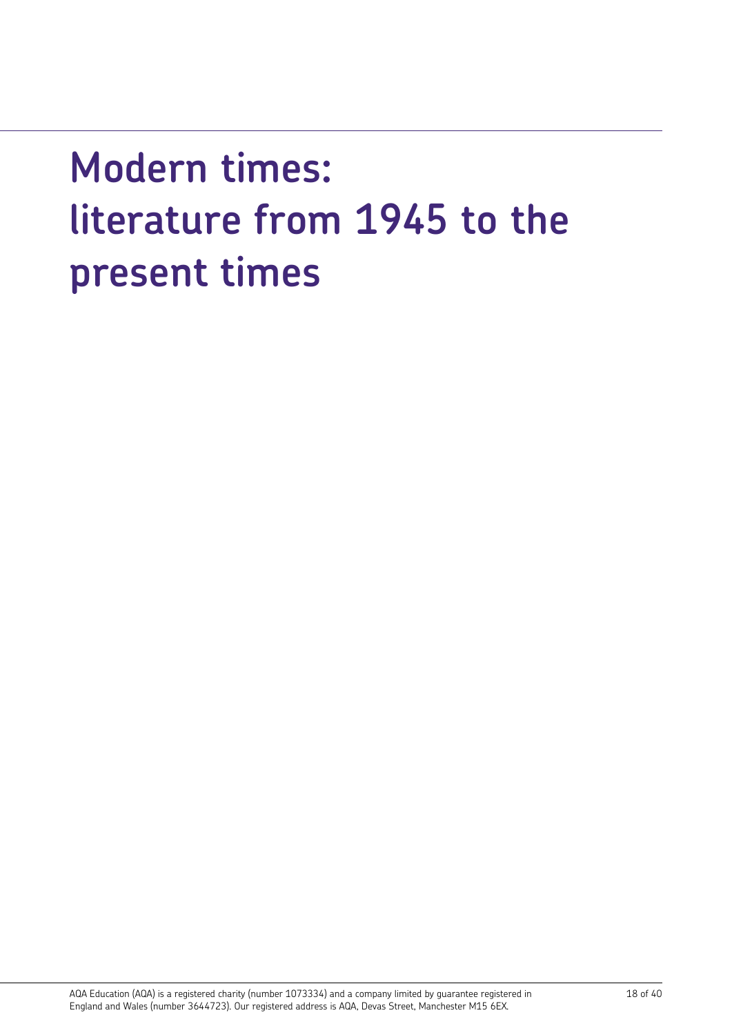# Modern times: literature from 1945 to the present times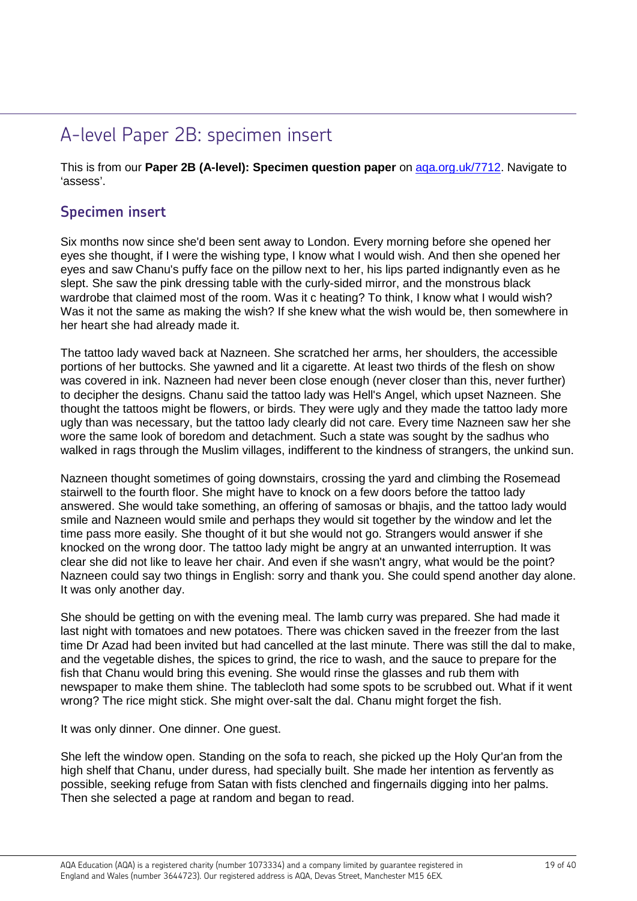# A-level Paper 2B: specimen insert

This is from our **Paper 2B (A-level): Specimen question paper** on [aqa.org.uk/7712](aqa.org.uk/7712). Navigate to 'assess'.

## Specimen insert

Six months now since she'd been sent away to London. Every morning before she opened her eyes she thought, if I were the wishing type, I know what I would wish. And then she opened her eyes and saw Chanu's puffy face on the pillow next to her, his lips parted indignantly even as he slept. She saw the pink dressing table with the curly-sided mirror, and the monstrous black wardrobe that claimed most of the room. Was it c heating? To think, I know what I would wish? Was it not the same as making the wish? If she knew what the wish would be, then somewhere in her heart she had already made it.

The tattoo lady waved back at Nazneen. She scratched her arms, her shoulders, the accessible portions of her buttocks. She yawned and lit a cigarette. At least two thirds of the flesh on show was covered in ink. Nazneen had never been close enough (never closer than this, never further) to decipher the designs. Chanu said the tattoo lady was Hell's Angel, which upset Nazneen. She thought the tattoos might be flowers, or birds. They were ugly and they made the tattoo lady more ugly than was necessary, but the tattoo lady clearly did not care. Every time Nazneen saw her she wore the same look of boredom and detachment. Such a state was sought by the sadhus who walked in rags through the Muslim villages, indifferent to the kindness of strangers, the unkind sun.

Nazneen thought sometimes of going downstairs, crossing the yard and climbing the Rosemead stairwell to the fourth floor. She might have to knock on a few doors before the tattoo lady answered. She would take something, an offering of samosas or bhajis, and the tattoo lady would smile and Nazneen would smile and perhaps they would sit together by the window and let the time pass more easily. She thought of it but she would not go. Strangers would answer if she knocked on the wrong door. The tattoo lady might be angry at an unwanted interruption. It was clear she did not like to leave her chair. And even if she wasn't angry, what would be the point? Nazneen could say two things in English: sorry and thank you. She could spend another day alone. It was only another day.

She should be getting on with the evening meal. The lamb curry was prepared. She had made it last night with tomatoes and new potatoes. There was chicken saved in the freezer from the last time Dr Azad had been invited but had cancelled at the last minute. There was still the dal to make, and the vegetable dishes, the spices to grind, the rice to wash, and the sauce to prepare for the fish that Chanu would bring this evening. She would rinse the glasses and rub them with newspaper to make them shine. The tablecloth had some spots to be scrubbed out. What if it went wrong? The rice might stick. She might over-salt the dal. Chanu might forget the fish.

It was only dinner. One dinner. One guest.

She left the window open. Standing on the sofa to reach, she picked up the Holy Qur'an from the high shelf that Chanu, under duress, had specially built. She made her intention as fervently as possible, seeking refuge from Satan with fists clenched and fingernails digging into her palms. Then she selected a page at random and began to read.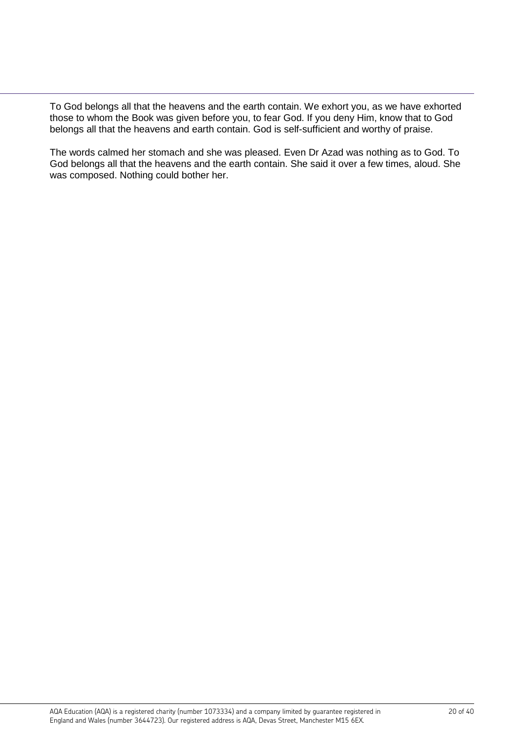To God belongs all that the heavens and the earth contain. We exhort you, as we have exhorted those to whom the Book was given before you, to fear God. If you deny Him, know that to God belongs all that the heavens and earth contain. God is self-sufficient and worthy of praise.

The words calmed her stomach and she was pleased. Even Dr Azad was nothing as to God. To God belongs all that the heavens and the earth contain. She said it over a few times, aloud. She was composed. Nothing could bother her.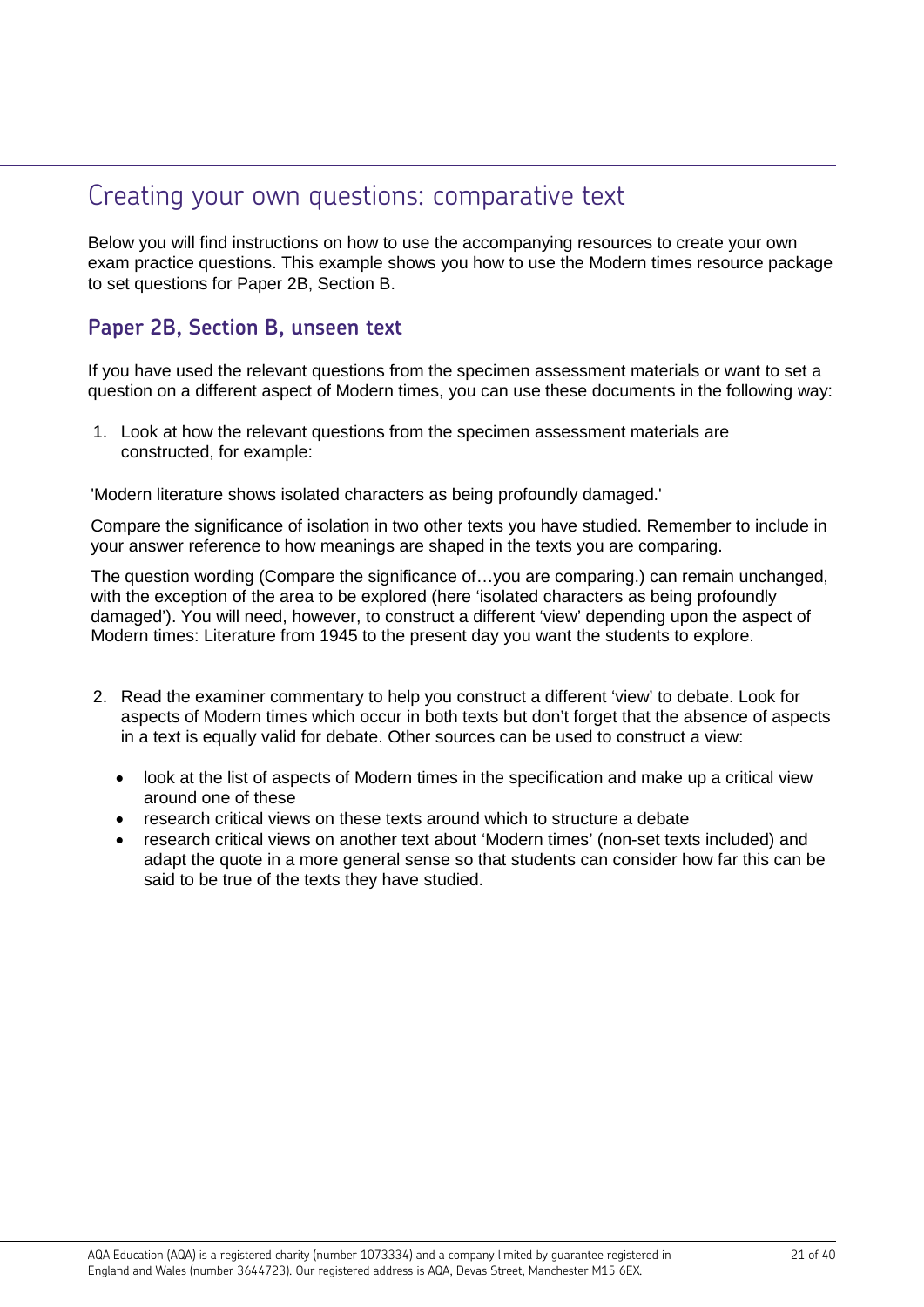# Creating your own questions: comparative text

Below you will find instructions on how to use the accompanying resources to create your own exam practice questions. This example shows you how to use the Modern times resource package to set questions for Paper 2B, Section B.

## Paper 2B, Section B, unseen text

If you have used the relevant questions from the specimen assessment materials or want to set a question on a different aspect of Modern times, you can use these documents in the following way:

1. Look at how the relevant questions from the specimen assessment materials are constructed, for example:

'Modern literature shows isolated characters as being profoundly damaged.'

Compare the significance of isolation in two other texts you have studied. Remember to include in your answer reference to how meanings are shaped in the texts you are comparing.

The question wording (Compare the significance of…you are comparing.) can remain unchanged, with the exception of the area to be explored (here 'isolated characters as being profoundly damaged'). You will need, however, to construct a different 'view' depending upon the aspect of Modern times: Literature from 1945 to the present day you want the students to explore.

2. Read the examiner commentary to help you construct a different 'view' to debate. Look for aspects of Modern times which occur in both texts but don't forget that the absence of aspects in a text is equally valid for debate. Other sources can be used to construct a view:

   - look at the list of aspects of Modern times in the specification and make up a critical view around one of these
   - research critical views on these texts around which to structure a debate
   - research critical views on another text about 'Modern times' (non-set texts included) and adapt the quote in a more general sense so that students can consider how far this can be said to be true of the texts they have studied.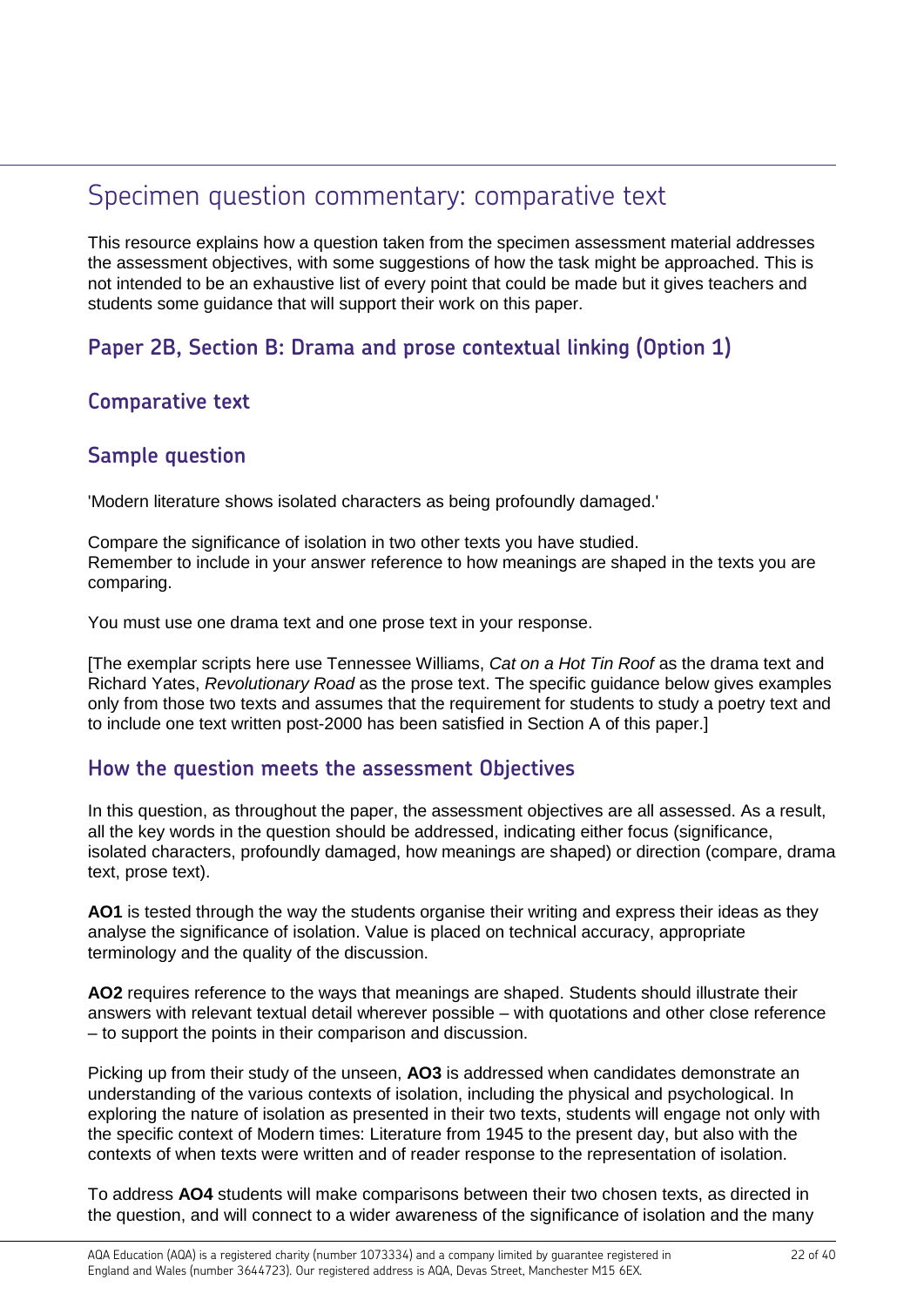# Specimen question commentary: comparative text

This resource explains how a question taken from the specimen assessment material addresses the assessment objectives, with some suggestions of how the task might be approached. This is not intended to be an exhaustive list of every point that could be made but it gives teachers and students some guidance that will support their work on this paper.

## Paper 2B, Section B: Drama and prose contextual linking (Option 1)

### Comparative text

### Sample question

'Modern literature shows isolated characters as being profoundly damaged.'

Compare the significance of isolation in two other texts you have studied.
Remember to include in your answer reference to how meanings are shaped in the texts you are comparing.

You must use one drama text and one prose text in your response.

[The exemplar scripts here use Tennessee Williams, *Cat on a Hot Tin Roof* as the drama text and Richard Yates, *Revolutionary Road* as the prose text. The specific guidance below gives examples only from those two texts and assumes that the requirement for students to study a poetry text and to include one text written post-2000 has been satisfied in Section A of this paper.]

### How the question meets the assessment Objectives

In this question, as throughout the paper, the assessment objectives are all assessed. As a result, all the key words in the question should be addressed, indicating either focus (significance, isolated characters, profoundly damaged, how meanings are shaped) or direction (compare, drama text, prose text).

**AO1** is tested through the way the students organise their writing and express their ideas as they analyse the significance of isolation. Value is placed on technical accuracy, appropriate terminology and the quality of the discussion.

**AO2** requires reference to the ways that meanings are shaped. Students should illustrate their answers with relevant textual detail wherever possible – with quotations and other close reference – to support the points in their comparison and discussion.

Picking up from their study of the unseen, **AO3** is addressed when candidates demonstrate an understanding of the various contexts of isolation, including the physical and psychological. In exploring the nature of isolation as presented in their two texts, students will engage not only with the specific context of Modern times: Literature from 1945 to the present day, but also with the contexts of when texts were written and of reader response to the representation of isolation.

To address **AO4** students will make comparisons between their two chosen texts, as directed in the question, and will connect to a wider awareness of the significance of isolation and the many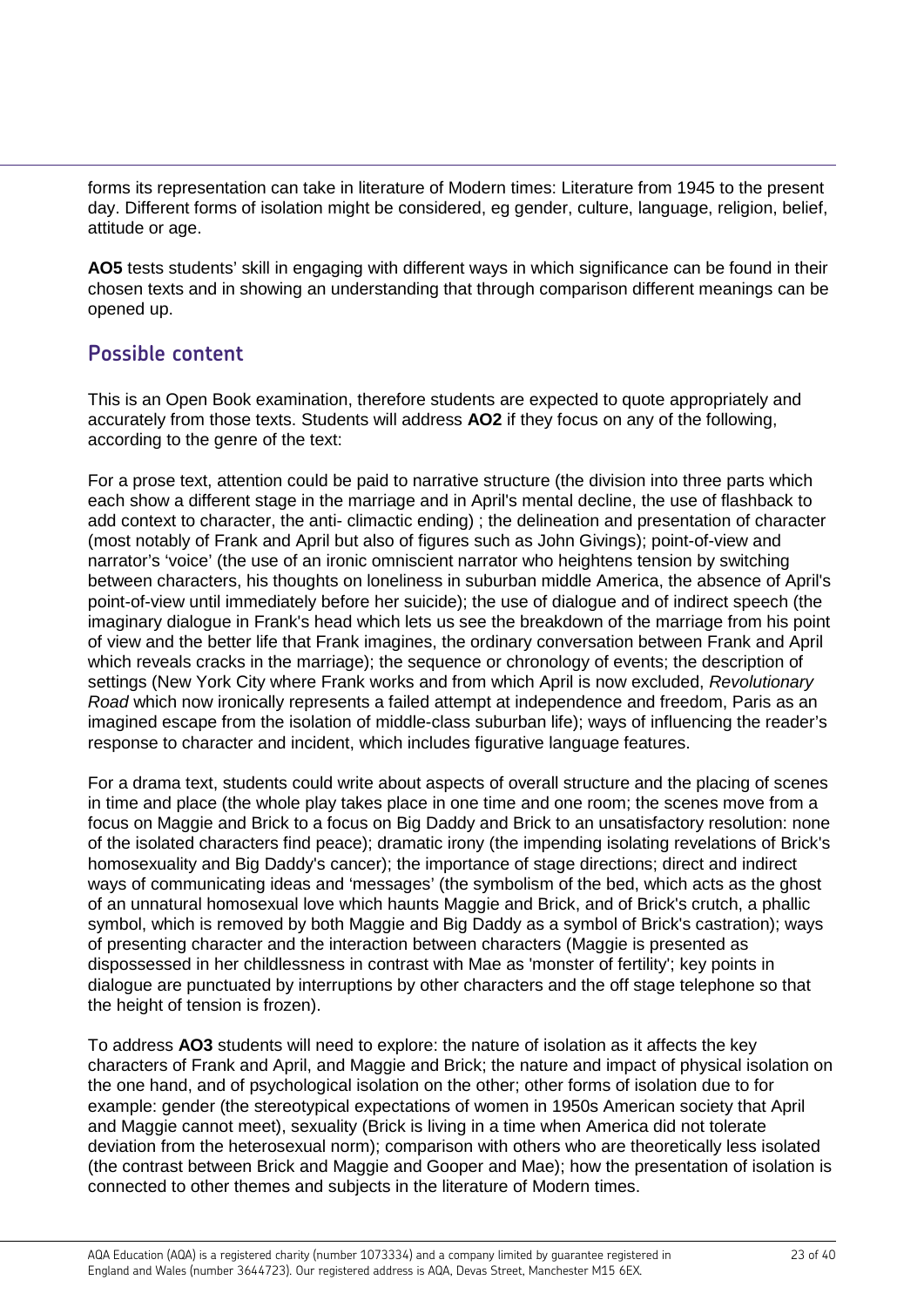forms its representation can take in literature of Modern times: Literature from 1945 to the present day. Different forms of isolation might be considered, eg gender, culture, language, religion, belief, attitude or age.

**AO5** tests students' skill in engaging with different ways in which significance can be found in their chosen texts and in showing an understanding that through comparison different meanings can be opened up.

## Possible content

This is an Open Book examination, therefore students are expected to quote appropriately and accurately from those texts. Students will address **AO2** if they focus on any of the following, according to the genre of the text:

For a prose text, attention could be paid to narrative structure (the division into three parts which each show a different stage in the marriage and in April's mental decline, the use of flashback to add context to character, the anti- climactic ending) ; the delineation and presentation of character (most notably of Frank and April but also of figures such as John Givings); point-of-view and narrator's 'voice' (the use of an ironic omniscient narrator who heightens tension by switching between characters, his thoughts on loneliness in suburban middle America, the absence of April's point-of-view until immediately before her suicide); the use of dialogue and of indirect speech (the imaginary dialogue in Frank's head which lets us see the breakdown of the marriage from his point of view and the better life that Frank imagines, the ordinary conversation between Frank and April which reveals cracks in the marriage); the sequence or chronology of events; the description of settings (New York City where Frank works and from which April is now excluded, *Revolutionary Road* which now ironically represents a failed attempt at independence and freedom, Paris as an imagined escape from the isolation of middle-class suburban life); ways of influencing the reader's response to character and incident, which includes figurative language features.

For a drama text, students could write about aspects of overall structure and the placing of scenes in time and place (the whole play takes place in one time and one room; the scenes move from a focus on Maggie and Brick to a focus on Big Daddy and Brick to an unsatisfactory resolution: none of the isolated characters find peace); dramatic irony (the impending isolating revelations of Brick's homosexuality and Big Daddy's cancer); the importance of stage directions; direct and indirect ways of communicating ideas and 'messages' (the symbolism of the bed, which acts as the ghost of an unnatural homosexual love which haunts Maggie and Brick, and of Brick's crutch, a phallic symbol, which is removed by both Maggie and Big Daddy as a symbol of Brick's castration); ways of presenting character and the interaction between characters (Maggie is presented as dispossessed in her childlessness in contrast with Mae as 'monster of fertility'; key points in dialogue are punctuated by interruptions by other characters and the off stage telephone so that the height of tension is frozen).

To address **AO3** students will need to explore: the nature of isolation as it affects the key characters of Frank and April, and Maggie and Brick; the nature and impact of physical isolation on the one hand, and of psychological isolation on the other; other forms of isolation due to for example: gender (the stereotypical expectations of women in 1950s American society that April and Maggie cannot meet), sexuality (Brick is living in a time when America did not tolerate deviation from the heterosexual norm); comparison with others who are theoretically less isolated (the contrast between Brick and Maggie and Gooper and Mae); how the presentation of isolation is connected to other themes and subjects in the literature of Modern times.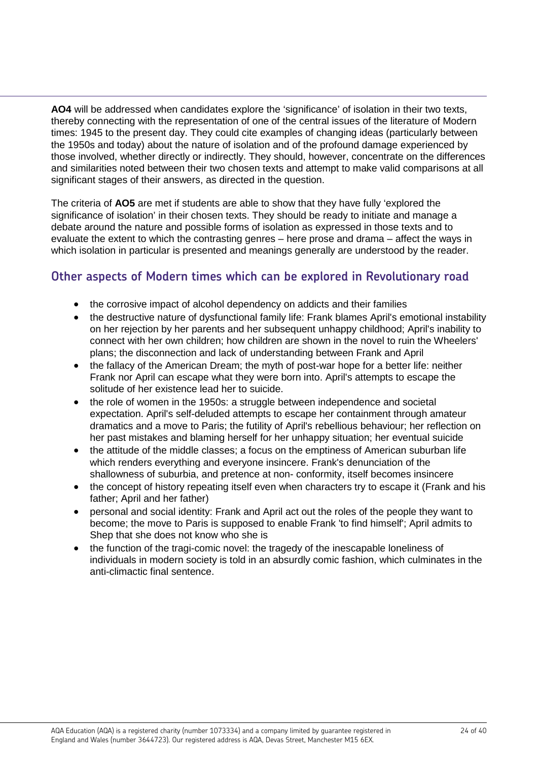**AO4** will be addressed when candidates explore the 'significance' of isolation in their two texts, thereby connecting with the representation of one of the central issues of the literature of Modern times: 1945 to the present day. They could cite examples of changing ideas (particularly between the 1950s and today) about the nature of isolation and of the profound damage experienced by those involved, whether directly or indirectly. They should, however, concentrate on the differences and similarities noted between their two chosen texts and attempt to make valid comparisons at all significant stages of their answers, as directed in the question.

The criteria of **AO5** are met if students are able to show that they have fully 'explored the significance of isolation' in their chosen texts. They should be ready to initiate and manage a debate around the nature and possible forms of isolation as expressed in those texts and to evaluate the extent to which the contrasting genres – here prose and drama – affect the ways in which isolation in particular is presented and meanings generally are understood by the reader.

## Other aspects of Modern times which can be explored in Revolutionary road

- the corrosive impact of alcohol dependency on addicts and their families
- the destructive nature of dysfunctional family life: Frank blames April's emotional instability on her rejection by her parents and her subsequent unhappy childhood; April's inability to connect with her own children; how children are shown in the novel to ruin the Wheelers' plans; the disconnection and lack of understanding between Frank and April
- the fallacy of the American Dream; the myth of post-war hope for a better life: neither Frank nor April can escape what they were born into. April's attempts to escape the solitude of her existence lead her to suicide.
- the role of women in the 1950s: a struggle between independence and societal expectation. April's self-deluded attempts to escape her containment through amateur dramatics and a move to Paris; the futility of April's rebellious behaviour; her reflection on her past mistakes and blaming herself for her unhappy situation; her eventual suicide
- the attitude of the middle classes; a focus on the emptiness of American suburban life which renders everything and everyone insincere. Frank's denunciation of the shallowness of suburbia, and pretence at non- conformity, itself becomes insincere
- the concept of history repeating itself even when characters try to escape it (Frank and his father; April and her father)
- personal and social identity: Frank and April act out the roles of the people they want to become; the move to Paris is supposed to enable Frank 'to find himself'; April admits to Shep that she does not know who she is
- the function of the tragi-comic novel: the tragedy of the inescapable loneliness of individuals in modern society is told in an absurdly comic fashion, which culminates in the anti-climactic final sentence.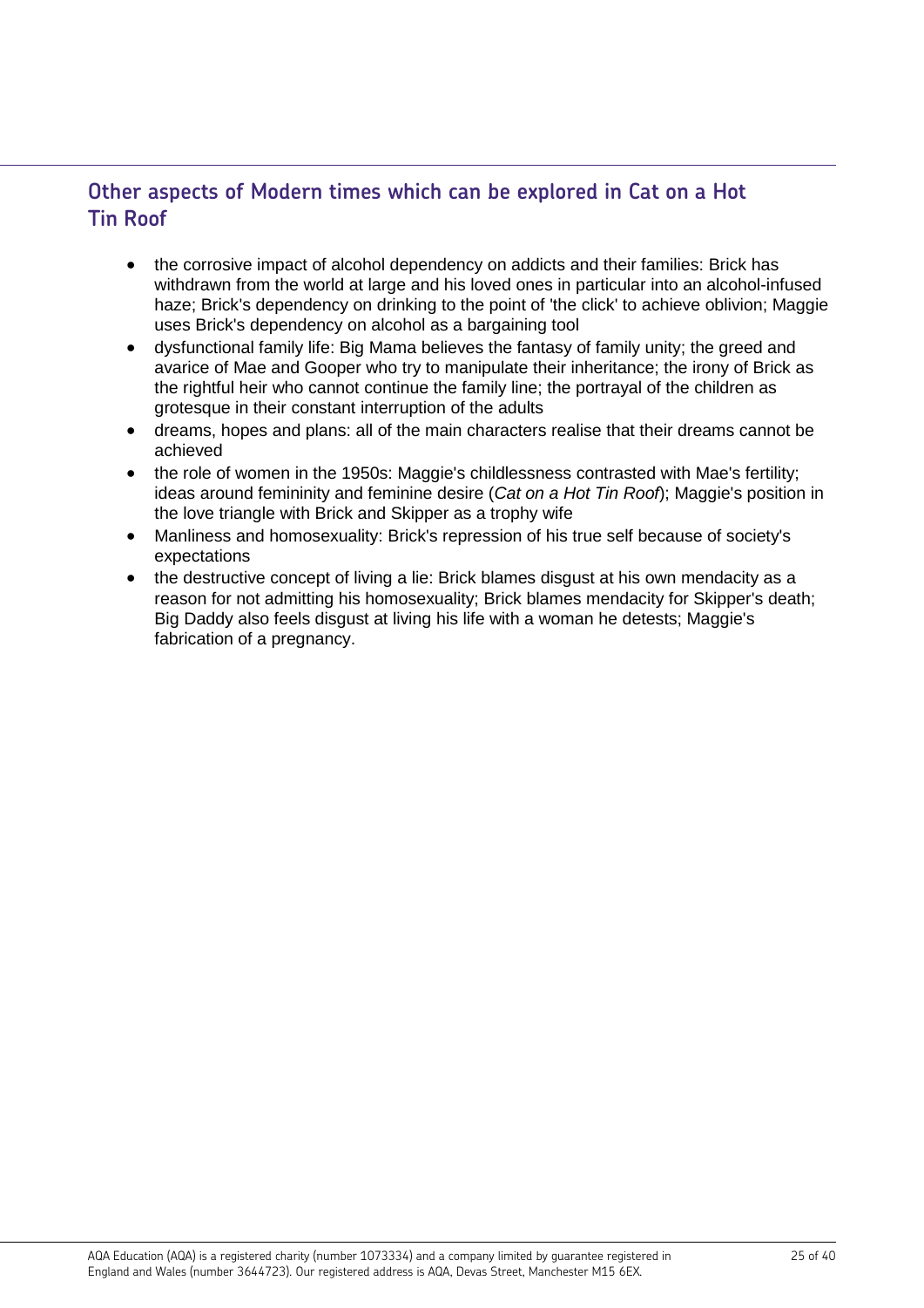## Other aspects of Modern times which can be explored in Cat on a Hot Tin Roof

- the corrosive impact of alcohol dependency on addicts and their families: Brick has withdrawn from the world at large and his loved ones in particular into an alcohol-infused haze; Brick's dependency on drinking to the point of 'the click' to achieve oblivion; Maggie uses Brick's dependency on alcohol as a bargaining tool
- dysfunctional family life: Big Mama believes the fantasy of family unity; the greed and avarice of Mae and Gooper who try to manipulate their inheritance; the irony of Brick as the rightful heir who cannot continue the family line; the portrayal of the children as grotesque in their constant interruption of the adults
- dreams, hopes and plans: all of the main characters realise that their dreams cannot be achieved
- the role of women in the 1950s: Maggie's childlessness contrasted with Mae's fertility; ideas around femininity and feminine desire (*Cat on a Hot Tin Roof*); Maggie's position in the love triangle with Brick and Skipper as a trophy wife
- Manliness and homosexuality: Brick's repression of his true self because of society's expectations
- the destructive concept of living a lie: Brick blames disgust at his own mendacity as a reason for not admitting his homosexuality; Brick blames mendacity for Skipper's death; Big Daddy also feels disgust at living his life with a woman he detests; Maggie's fabrication of a pregnancy.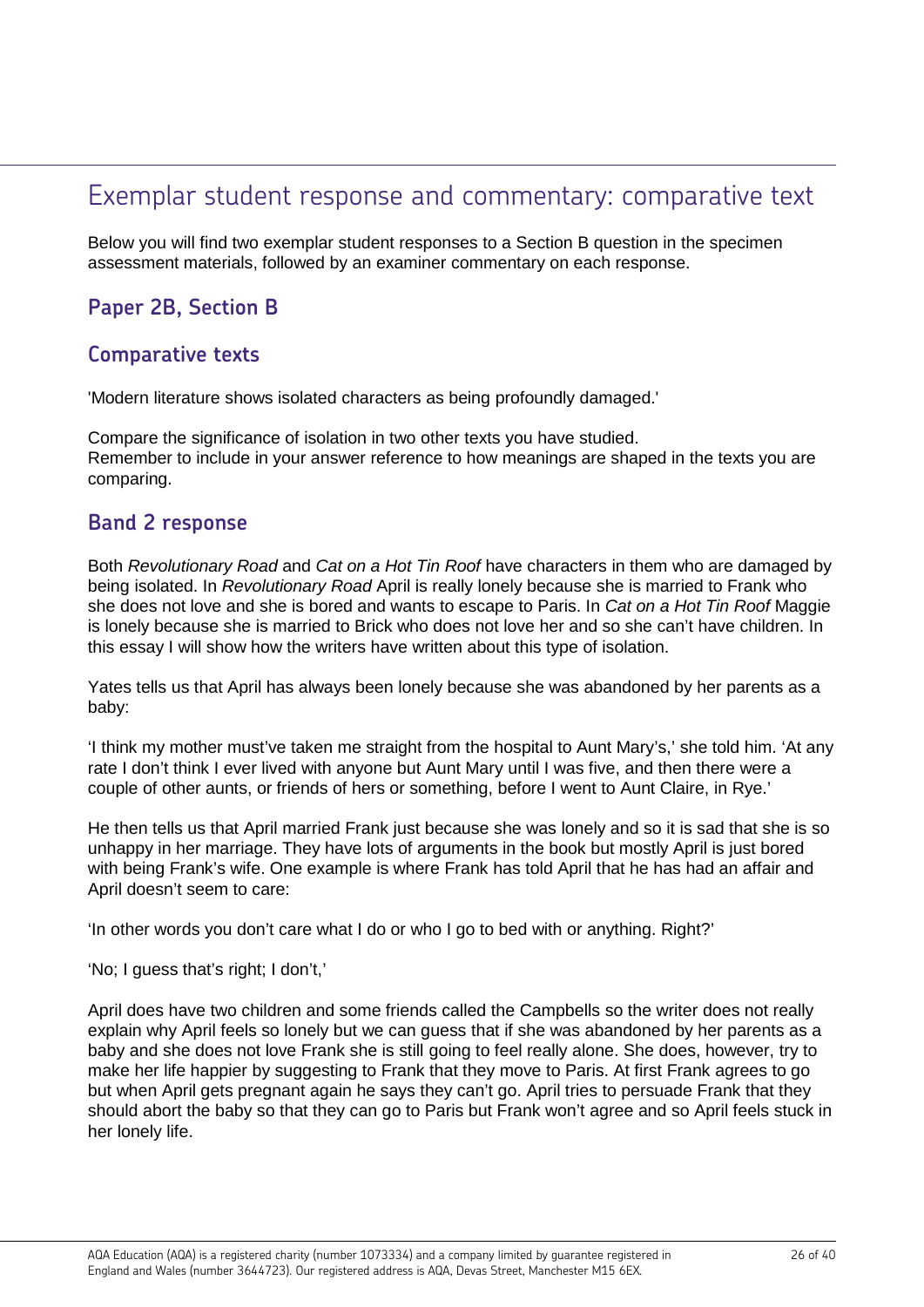# Exemplar student response and commentary: comparative text

Below you will find two exemplar student responses to a Section B question in the specimen assessment materials, followed by an examiner commentary on each response.

## Paper 2B, Section B

### Comparative texts

'Modern literature shows isolated characters as being profoundly damaged.'

Compare the significance of isolation in two other texts you have studied.
Remember to include in your answer reference to how meanings are shaped in the texts you are comparing.

### Band 2 response

Both *Revolutionary Road* and *Cat on a Hot Tin Roof* have characters in them who are damaged by being isolated. In *Revolutionary Road* April is really lonely because she is married to Frank who she does not love and she is bored and wants to escape to Paris. In *Cat on a Hot Tin Roof* Maggie is lonely because she is married to Brick who does not love her and so she can't have children. In this essay I will show how the writers have written about this type of isolation.

Yates tells us that April has always been lonely because she was abandoned by her parents as a baby:

'I think my mother must've taken me straight from the hospital to Aunt Mary's,' she told him. 'At any rate I don't think I ever lived with anyone but Aunt Mary until I was five, and then there were a couple of other aunts, or friends of hers or something, before I went to Aunt Claire, in Rye.'

He then tells us that April married Frank just because she was lonely and so it is sad that she is so unhappy in her marriage. They have lots of arguments in the book but mostly April is just bored with being Frank's wife. One example is where Frank has told April that he has had an affair and April doesn't seem to care:

'In other words you don't care what I do or who I go to bed with or anything. Right?'

'No; I guess that's right; I don't,'

April does have two children and some friends called the Campbells so the writer does not really explain why April feels so lonely but we can guess that if she was abandoned by her parents as a baby and she does not love Frank she is still going to feel really alone. She does, however, try to make her life happier by suggesting to Frank that they move to Paris. At first Frank agrees to go but when April gets pregnant again he says they can't go. April tries to persuade Frank that they should abort the baby so that they can go to Paris but Frank won't agree and so April feels stuck in her lonely life.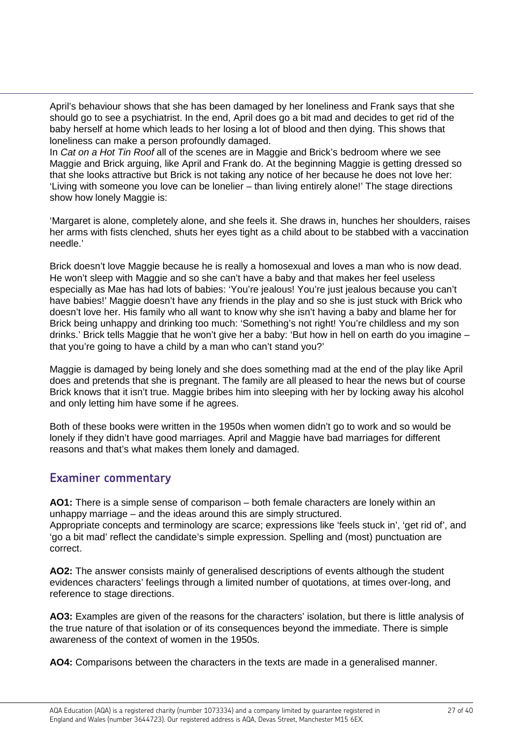April's behaviour shows that she has been damaged by her loneliness and Frank says that she should go to see a psychiatrist. In the end, April does go a bit mad and decides to get rid of the baby herself at home which leads to her losing a lot of blood and then dying. This shows that loneliness can make a person profoundly damaged.

In *Cat on a Hot Tin Roof* all of the scenes are in Maggie and Brick's bedroom where we see Maggie and Brick arguing, like April and Frank do. At the beginning Maggie is getting dressed so that she looks attractive but Brick is not taking any notice of her because he does not love her: 'Living with someone you love can be lonelier – than living entirely alone!' The stage directions show how lonely Maggie is:

'Margaret is alone, completely alone, and she feels it. She draws in, hunches her shoulders, raises her arms with fists clenched, shuts her eyes tight as a child about to be stabbed with a vaccination needle.'

Brick doesn't love Maggie because he is really a homosexual and loves a man who is now dead. He won't sleep with Maggie and so she can't have a baby and that makes her feel useless especially as Mae has had lots of babies: 'You're jealous! You're just jealous because you can't have babies!' Maggie doesn't have any friends in the play and so she is just stuck with Brick who doesn't love her. His family who all want to know why she isn't having a baby and blame her for Brick being unhappy and drinking too much: 'Something's not right! You're childless and my son drinks.' Brick tells Maggie that he won't give her a baby: 'But how in hell on earth do you imagine – that you're going to have a child by a man who can't stand you?'

Maggie is damaged by being lonely and she does something mad at the end of the play like April does and pretends that she is pregnant. The family are all pleased to hear the news but of course Brick knows that it isn't true. Maggie bribes him into sleeping with her by locking away his alcohol and only letting him have some if he agrees.

Both of these books were written in the 1950s when women didn't go to work and so would be lonely if they didn't have good marriages. April and Maggie have bad marriages for different reasons and that's what makes them lonely and damaged.

## Examiner commentary

**AO1:** There is a simple sense of comparison – both female characters are lonely within an unhappy marriage – and the ideas around this are simply structured.
Appropriate concepts and terminology are scarce; expressions like 'feels stuck in', 'get rid of', and 'go a bit mad' reflect the candidate's simple expression. Spelling and (most) punctuation are correct.

**AO2:** The answer consists mainly of generalised descriptions of events although the student evidences characters' feelings through a limited number of quotations, at times over-long, and reference to stage directions.

**AO3:** Examples are given of the reasons for the characters' isolation, but there is little analysis of the true nature of that isolation or of its consequences beyond the immediate. There is simple awareness of the context of women in the 1950s.

**AO4:** Comparisons between the characters in the texts are made in a generalised manner.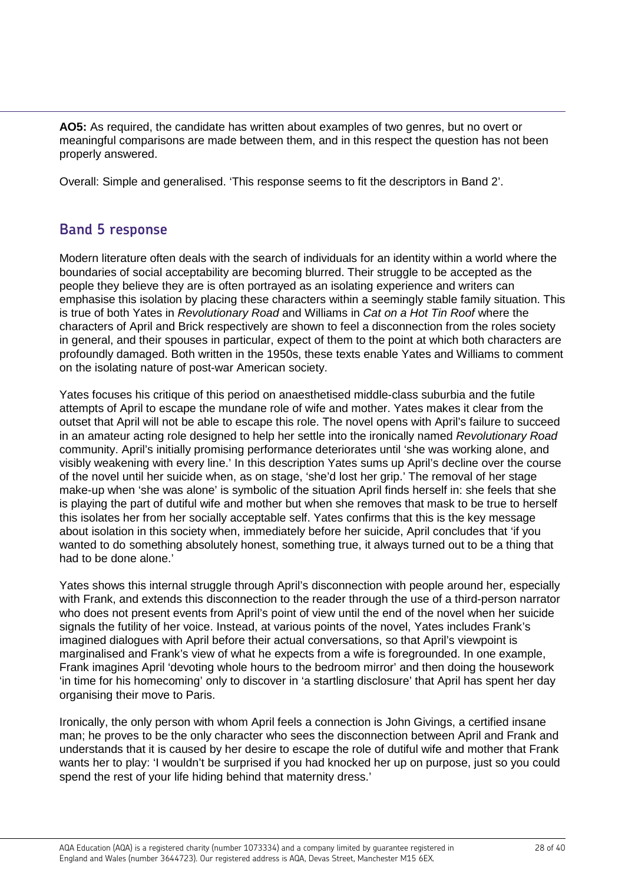**AO5:** As required, the candidate has written about examples of two genres, but no overt or meaningful comparisons are made between them, and in this respect the question has not been properly answered.

Overall: Simple and generalised. 'This response seems to fit the descriptors in Band 2'.

## Band 5 response

Modern literature often deals with the search of individuals for an identity within a world where the boundaries of social acceptability are becoming blurred. Their struggle to be accepted as the people they believe they are is often portrayed as an isolating experience and writers can emphasise this isolation by placing these characters within a seemingly stable family situation. This is true of both Yates in *Revolutionary Road* and Williams in *Cat on a Hot Tin Roof* where the characters of April and Brick respectively are shown to feel a disconnection from the roles society in general, and their spouses in particular, expect of them to the point at which both characters are profoundly damaged. Both written in the 1950s, these texts enable Yates and Williams to comment on the isolating nature of post-war American society.

Yates focuses his critique of this period on anaesthetised middle-class suburbia and the futile attempts of April to escape the mundane role of wife and mother. Yates makes it clear from the outset that April will not be able to escape this role. The novel opens with April's failure to succeed in an amateur acting role designed to help her settle into the ironically named *Revolutionary Road* community. April's initially promising performance deteriorates until 'she was working alone, and visibly weakening with every line.' In this description Yates sums up April's decline over the course of the novel until her suicide when, as on stage, 'she'd lost her grip.' The removal of her stage make-up when 'she was alone' is symbolic of the situation April finds herself in: she feels that she is playing the part of dutiful wife and mother but when she removes that mask to be true to herself this isolates her from her socially acceptable self. Yates confirms that this is the key message about isolation in this society when, immediately before her suicide, April concludes that 'if you wanted to do something absolutely honest, something true, it always turned out to be a thing that had to be done alone.'

Yates shows this internal struggle through April's disconnection with people around her, especially with Frank, and extends this disconnection to the reader through the use of a third-person narrator who does not present events from April's point of view until the end of the novel when her suicide signals the futility of her voice. Instead, at various points of the novel, Yates includes Frank's imagined dialogues with April before their actual conversations, so that April's viewpoint is marginalised and Frank's view of what he expects from a wife is foregrounded. In one example, Frank imagines April 'devoting whole hours to the bedroom mirror' and then doing the housework 'in time for his homecoming' only to discover in 'a startling disclosure' that April has spent her day organising their move to Paris.

Ironically, the only person with whom April feels a connection is John Givings, a certified insane man; he proves to be the only character who sees the disconnection between April and Frank and understands that it is caused by her desire to escape the role of dutiful wife and mother that Frank wants her to play: 'I wouldn't be surprised if you had knocked her up on purpose, just so you could spend the rest of your life hiding behind that maternity dress.'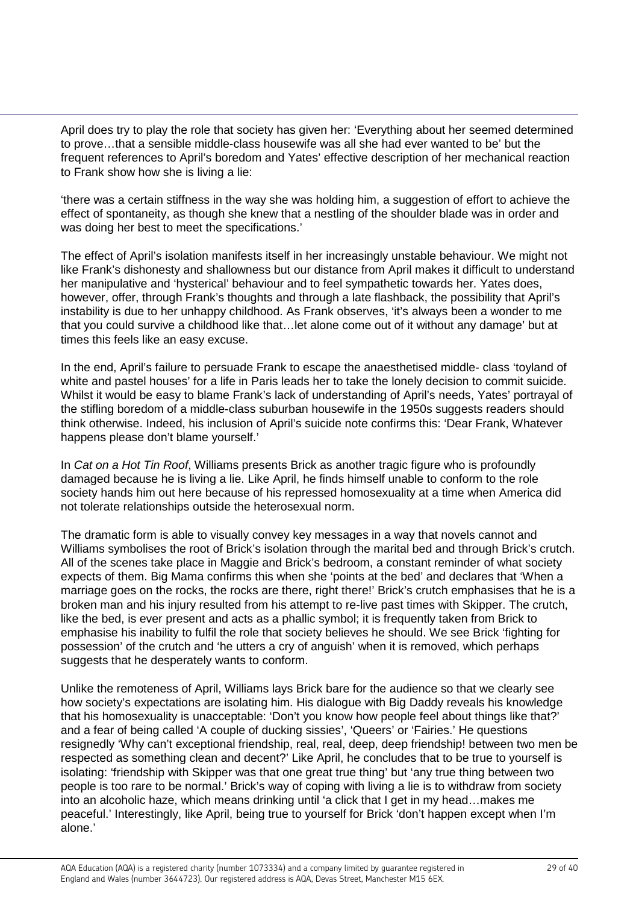April does try to play the role that society has given her: 'Everything about her seemed determined to prove…that a sensible middle-class housewife was all she had ever wanted to be' but the frequent references to April's boredom and Yates' effective description of her mechanical reaction to Frank show how she is living a lie:

'there was a certain stiffness in the way she was holding him, a suggestion of effort to achieve the effect of spontaneity, as though she knew that a nestling of the shoulder blade was in order and was doing her best to meet the specifications.'

The effect of April's isolation manifests itself in her increasingly unstable behaviour. We might not like Frank's dishonesty and shallowness but our distance from April makes it difficult to understand her manipulative and 'hysterical' behaviour and to feel sympathetic towards her. Yates does, however, offer, through Frank's thoughts and through a late flashback, the possibility that April's instability is due to her unhappy childhood. As Frank observes, 'it's always been a wonder to me that you could survive a childhood like that…let alone come out of it without any damage' but at times this feels like an easy excuse.

In the end, April's failure to persuade Frank to escape the anaesthetised middle- class 'toyland of white and pastel houses' for a life in Paris leads her to take the lonely decision to commit suicide. Whilst it would be easy to blame Frank's lack of understanding of April's needs, Yates' portrayal of the stifling boredom of a middle-class suburban housewife in the 1950s suggests readers should think otherwise. Indeed, his inclusion of April's suicide note confirms this: 'Dear Frank, Whatever happens please don't blame yourself.'

In *Cat on a Hot Tin Roof*, Williams presents Brick as another tragic figure who is profoundly damaged because he is living a lie. Like April, he finds himself unable to conform to the role society hands him out here because of his repressed homosexuality at a time when America did not tolerate relationships outside the heterosexual norm.

The dramatic form is able to visually convey key messages in a way that novels cannot and Williams symbolises the root of Brick's isolation through the marital bed and through Brick's crutch. All of the scenes take place in Maggie and Brick's bedroom, a constant reminder of what society expects of them. Big Mama confirms this when she 'points at the bed' and declares that 'When a marriage goes on the rocks, the rocks are there, right there!' Brick's crutch emphasises that he is a broken man and his injury resulted from his attempt to re-live past times with Skipper. The crutch, like the bed, is ever present and acts as a phallic symbol; it is frequently taken from Brick to emphasise his inability to fulfil the role that society believes he should. We see Brick 'fighting for possession' of the crutch and 'he utters a cry of anguish' when it is removed, which perhaps suggests that he desperately wants to conform.

Unlike the remoteness of April, Williams lays Brick bare for the audience so that we clearly see how society's expectations are isolating him. His dialogue with Big Daddy reveals his knowledge that his homosexuality is unacceptable: 'Don't you know how people feel about things like that?' and a fear of being called 'A couple of ducking sissies', 'Queers' or 'Fairies.' He questions resignedly 'Why can't exceptional friendship, real, real, deep, deep friendship! between two men be respected as something clean and decent?' Like April, he concludes that to be true to yourself is isolating: 'friendship with Skipper was that one great true thing' but 'any true thing between two people is too rare to be normal.' Brick's way of coping with living a lie is to withdraw from society into an alcoholic haze, which means drinking until 'a click that I get in my head…makes me peaceful.' Interestingly, like April, being true to yourself for Brick 'don't happen except when I'm alone.'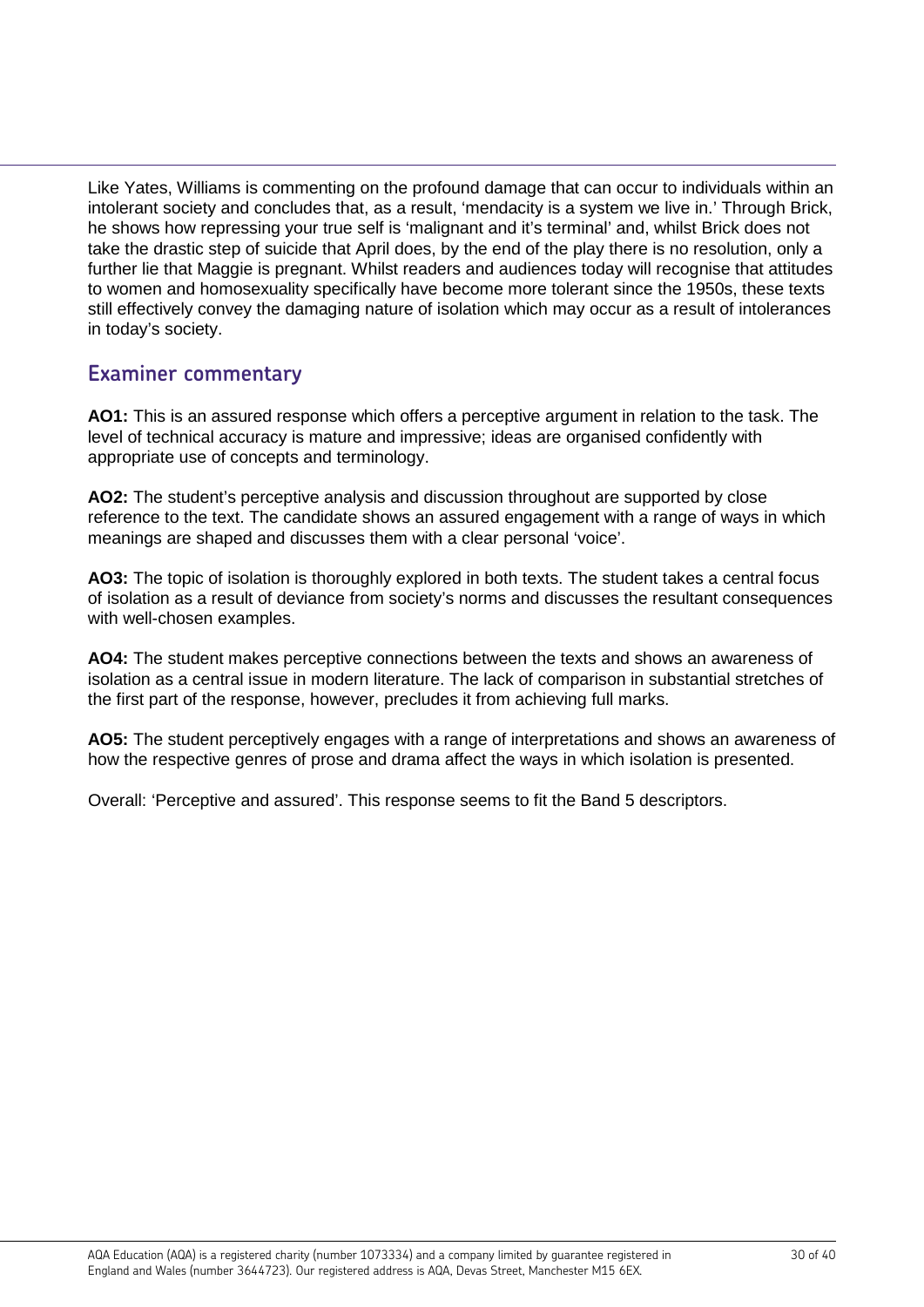Like Yates, Williams is commenting on the profound damage that can occur to individuals within an intolerant society and concludes that, as a result, 'mendacity is a system we live in.' Through Brick, he shows how repressing your true self is 'malignant and it's terminal' and, whilst Brick does not take the drastic step of suicide that April does, by the end of the play there is no resolution, only a further lie that Maggie is pregnant. Whilst readers and audiences today will recognise that attitudes to women and homosexuality specifically have become more tolerant since the 1950s, these texts still effectively convey the damaging nature of isolation which may occur as a result of intolerances in today's society.

## Examiner commentary

**AO1:** This is an assured response which offers a perceptive argument in relation to the task. The level of technical accuracy is mature and impressive; ideas are organised confidently with appropriate use of concepts and terminology.

**AO2:** The student's perceptive analysis and discussion throughout are supported by close reference to the text. The candidate shows an assured engagement with a range of ways in which meanings are shaped and discusses them with a clear personal 'voice'.

**AO3:** The topic of isolation is thoroughly explored in both texts. The student takes a central focus of isolation as a result of deviance from society's norms and discusses the resultant consequences with well-chosen examples.

**AO4:** The student makes perceptive connections between the texts and shows an awareness of isolation as a central issue in modern literature. The lack of comparison in substantial stretches of the first part of the response, however, precludes it from achieving full marks.

**AO5:** The student perceptively engages with a range of interpretations and shows an awareness of how the respective genres of prose and drama affect the ways in which isolation is presented.

Overall: 'Perceptive and assured'. This response seems to fit the Band 5 descriptors.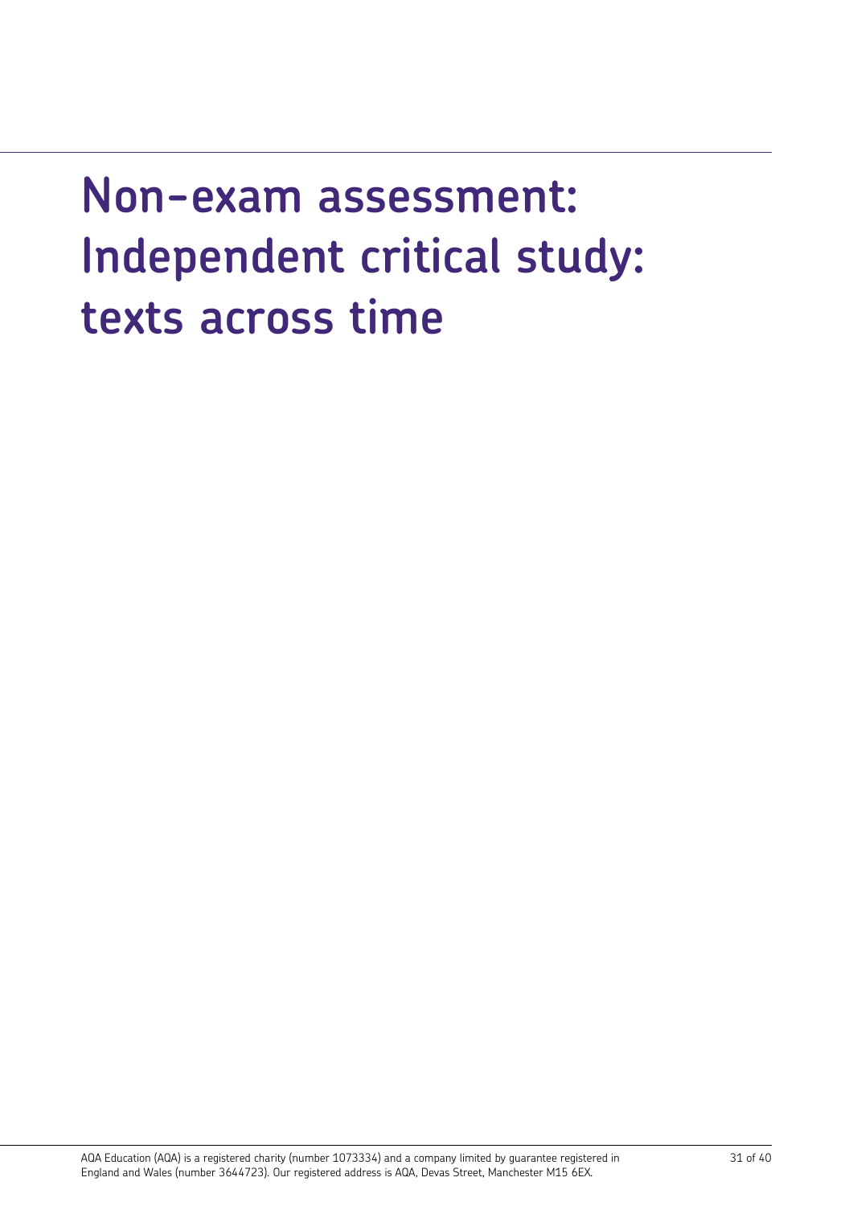# Non-exam assessment: Independent critical study: texts across time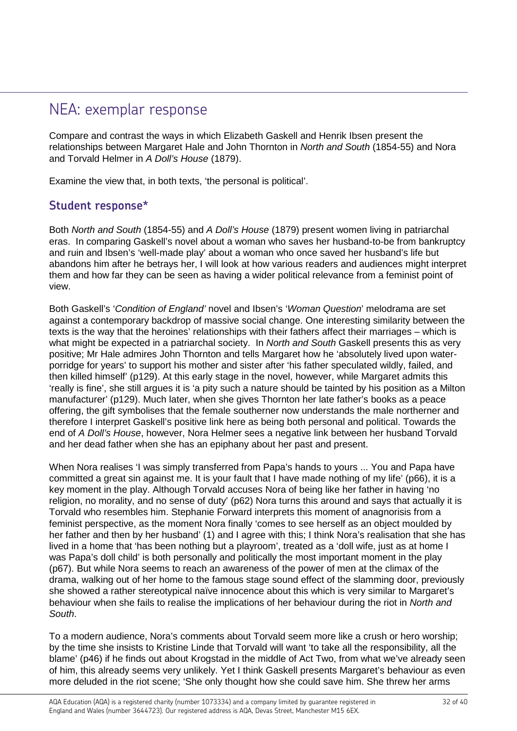# NEA: exemplar response

Compare and contrast the ways in which Elizabeth Gaskell and Henrik Ibsen present the relationships between Margaret Hale and John Thornton in *North and South* (1854-55) and Nora and Torvald Helmer in *A Doll's House* (1879).

Examine the view that, in both texts, 'the personal is political'.

## Student response*

Both *North and South* (1854-55) and *A Doll's House* (1879) present women living in patriarchal eras. In comparing Gaskell's novel about a woman who saves her husband-to-be from bankruptcy and ruin and Ibsen's 'well-made play' about a woman who once saved her husband's life but abandons him after he betrays her, I will look at how various readers and audiences might interpret them and how far they can be seen as having a wider political relevance from a feminist point of view.

Both Gaskell's '*Condition of England'* novel and Ibsen's '*Woman Question*' melodrama are set against a contemporary backdrop of massive social change. One interesting similarity between the texts is the way that the heroines' relationships with their fathers affect their marriages – which is what might be expected in a patriarchal society. In *North and South* Gaskell presents this as very positive; Mr Hale admires John Thornton and tells Margaret how he 'absolutely lived upon water-porridge for years' to support his mother and sister after 'his father speculated wildly, failed, and then killed himself' (p129). At this early stage in the novel, however, while Margaret admits this 'really is fine', she still argues it is 'a pity such a nature should be tainted by his position as a Milton manufacturer' (p129). Much later, when she gives Thornton her late father's books as a peace offering, the gift symbolises that the female southerner now understands the male northerner and therefore I interpret Gaskell's positive link here as being both personal and political. Towards the end of *A Doll's House*, however, Nora Helmer sees a negative link between her husband Torvald and her dead father when she has an epiphany about her past and present.

When Nora realises 'I was simply transferred from Papa's hands to yours ... You and Papa have committed a great sin against me. It is your fault that I have made nothing of my life' (p66), it is a key moment in the play. Although Torvald accuses Nora of being like her father in having 'no religion, no morality, and no sense of duty' (p62) Nora turns this around and says that actually it is Torvald who resembles him. Stephanie Forward interprets this moment of anagnorisis from a feminist perspective, as the moment Nora finally 'comes to see herself as an object moulded by her father and then by her husband' (1) and I agree with this; I think Nora's realisation that she has lived in a home that 'has been nothing but a playroom', treated as a 'doll wife, just as at home I was Papa's doll child' is both personally and politically the most important moment in the play (p67). But while Nora seems to reach an awareness of the power of men at the climax of the drama, walking out of her home to the famous stage sound effect of the slamming door, previously she showed a rather stereotypical naïve innocence about this which is very similar to Margaret's behaviour when she fails to realise the implications of her behaviour during the riot in *North and South*.

To a modern audience, Nora's comments about Torvald seem more like a crush or hero worship; by the time she insists to Kristine Linde that Torvald will want 'to take all the responsibility, all the blame' (p46) if he finds out about Krogstad in the middle of Act Two, from what we've already seen of him, this already seems very unlikely. Yet I think Gaskell presents Margaret's behaviour as even more deluded in the riot scene; 'She only thought how she could save him. She threw her arms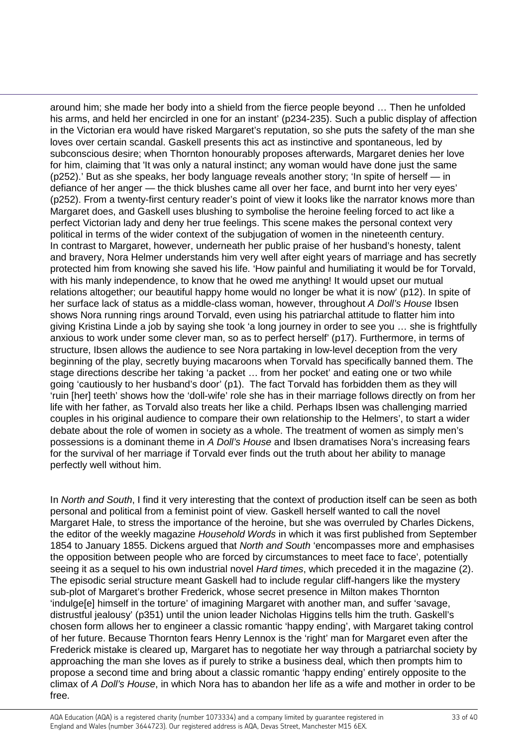around him; she made her body into a shield from the fierce people beyond … Then he unfolded his arms, and held her encircled in one for an instant' (p234-235). Such a public display of affection in the Victorian era would have risked Margaret's reputation, so she puts the safety of the man she loves over certain scandal. Gaskell presents this act as instinctive and spontaneous, led by subconscious desire; when Thornton honourably proposes afterwards, Margaret denies her love for him, claiming that 'It was only a natural instinct; any woman would have done just the same (p252).' But as she speaks, her body language reveals another story; 'In spite of herself — in defiance of her anger — the thick blushes came all over her face, and burnt into her very eyes' (p252). From a twenty-first century reader's point of view it looks like the narrator knows more than Margaret does, and Gaskell uses blushing to symbolise the heroine feeling forced to act like a perfect Victorian lady and deny her true feelings. This scene makes the personal context very political in terms of the wider context of the subjugation of women in the nineteenth century.
In contrast to Margaret, however, underneath her public praise of her husband's honesty, talent and bravery, Nora Helmer understands him very well after eight years of marriage and has secretly protected him from knowing she saved his life. 'How painful and humiliating it would be for Torvald, with his manly independence, to know that he owed me anything! It would upset our mutual relations altogether; our beautiful happy home would no longer be what it is now' (p12). In spite of her surface lack of status as a middle-class woman, however, throughout *A Doll's House* Ibsen shows Nora running rings around Torvald, even using his patriarchal attitude to flatter him into giving Kristina Linde a job by saying she took 'a long journey in order to see you … she is frightfully anxious to work under some clever man, so as to perfect herself' (p17). Furthermore, in terms of structure, Ibsen allows the audience to see Nora partaking in low-level deception from the very beginning of the play, secretly buying macaroons when Torvald has specifically banned them. The stage directions describe her taking 'a packet … from her pocket' and eating one or two while going 'cautiously to her husband's door' (p1). The fact Torvald has forbidden them as they will 'ruin [her] teeth' shows how the 'doll-wife' role she has in their marriage follows directly on from her life with her father, as Torvald also treats her like a child. Perhaps Ibsen was challenging married couples in his original audience to compare their own relationship to the Helmers', to start a wider debate about the role of women in society as a whole. The treatment of women as simply men's possessions is a dominant theme in *A Doll's House* and Ibsen dramatises Nora's increasing fears for the survival of her marriage if Torvald ever finds out the truth about her ability to manage perfectly well without him.

In *North and South*, I find it very interesting that the context of production itself can be seen as both personal and political from a feminist point of view. Gaskell herself wanted to call the novel Margaret Hale, to stress the importance of the heroine, but she was overruled by Charles Dickens, the editor of the weekly magazine *Household Words* in which it was first published from September 1854 to January 1855. Dickens argued that *North and South* 'encompasses more and emphasises the opposition between people who are forced by circumstances to meet face to face', potentially seeing it as a sequel to his own industrial novel *Hard times*, which preceded it in the magazine (2). The episodic serial structure meant Gaskell had to include regular cliff-hangers like the mystery sub-plot of Margaret's brother Frederick, whose secret presence in Milton makes Thornton 'indulge[e] himself in the torture' of imagining Margaret with another man, and suffer 'savage, distrustful jealousy' (p351) until the union leader Nicholas Higgins tells him the truth. Gaskell's chosen form allows her to engineer a classic romantic 'happy ending', with Margaret taking control of her future. Because Thornton fears Henry Lennox is the 'right' man for Margaret even after the Frederick mistake is cleared up, Margaret has to negotiate her way through a patriarchal society by approaching the man she loves as if purely to strike a business deal, which then prompts him to propose a second time and bring about a classic romantic 'happy ending' entirely opposite to the climax of *A Doll's House*, in which Nora has to abandon her life as a wife and mother in order to be free.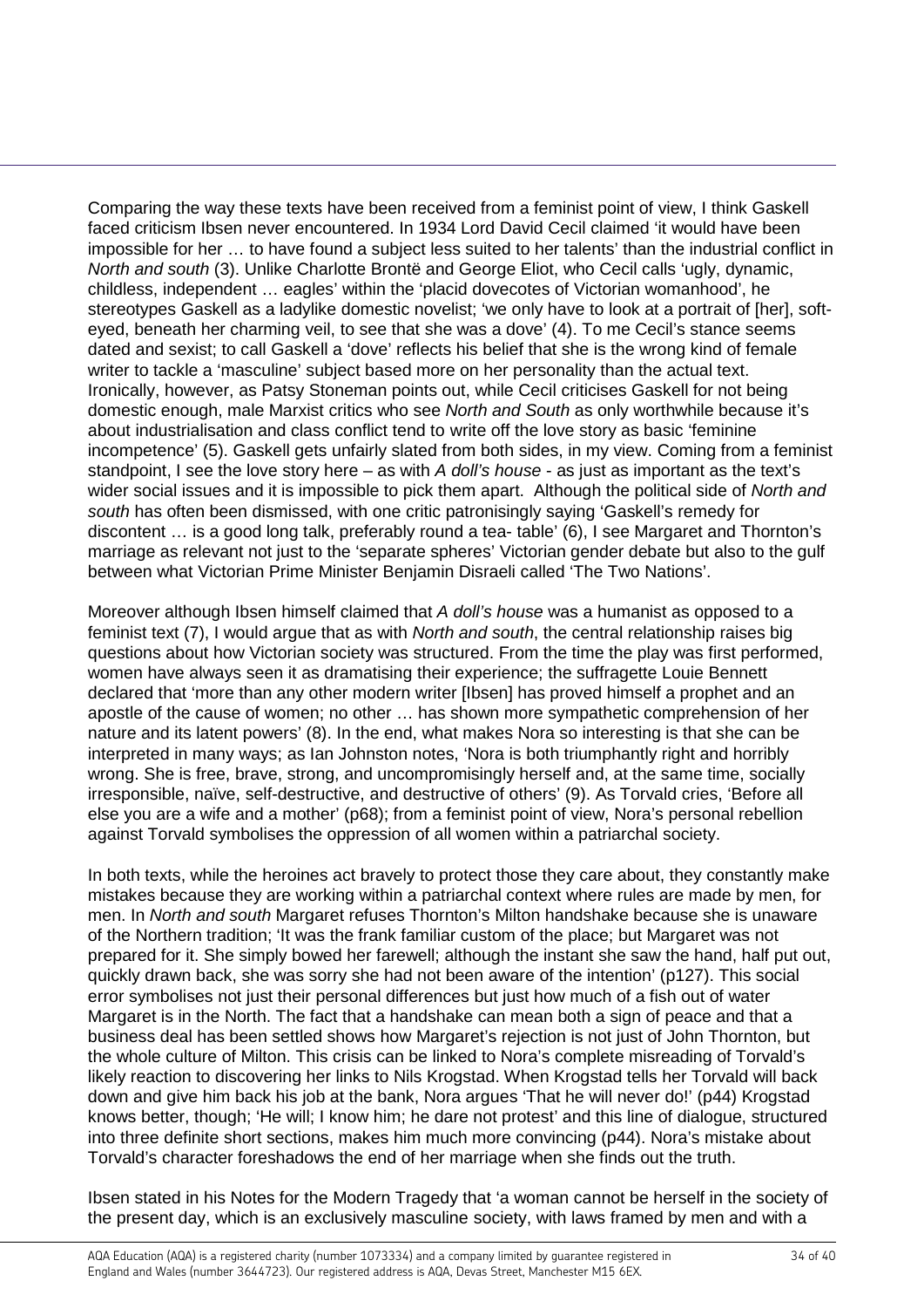Comparing the way these texts have been received from a feminist point of view, I think Gaskell faced criticism Ibsen never encountered. In 1934 Lord David Cecil claimed 'it would have been impossible for her … to have found a subject less suited to her talents' than the industrial conflict in *North and south* (3). Unlike Charlotte Brontë and George Eliot, who Cecil calls 'ugly, dynamic, childless, independent … eagles' within the 'placid dovecotes of Victorian womanhood', he stereotypes Gaskell as a ladylike domestic novelist; 'we only have to look at a portrait of [her], soft-eyed, beneath her charming veil, to see that she was a dove' (4). To me Cecil's stance seems dated and sexist; to call Gaskell a 'dove' reflects his belief that she is the wrong kind of female writer to tackle a 'masculine' subject based more on her personality than the actual text. Ironically, however, as Patsy Stoneman points out, while Cecil criticises Gaskell for not being domestic enough, male Marxist critics who see *North and South* as only worthwhile because it's about industrialisation and class conflict tend to write off the love story as basic 'feminine incompetence' (5). Gaskell gets unfairly slated from both sides, in my view. Coming from a feminist standpoint, I see the love story here – as with *A doll's house* - as just as important as the text's wider social issues and it is impossible to pick them apart. Although the political side of *North and south* has often been dismissed, with one critic patronisingly saying 'Gaskell's remedy for discontent … is a good long talk, preferably round a tea- table' (6), I see Margaret and Thornton's marriage as relevant not just to the 'separate spheres' Victorian gender debate but also to the gulf between what Victorian Prime Minister Benjamin Disraeli called 'The Two Nations'.

Moreover although Ibsen himself claimed that *A doll's house* was a humanist as opposed to a feminist text (7), I would argue that as with *North and south*, the central relationship raises big questions about how Victorian society was structured. From the time the play was first performed, women have always seen it as dramatising their experience; the suffragette Louie Bennett declared that 'more than any other modern writer [Ibsen] has proved himself a prophet and an apostle of the cause of women; no other … has shown more sympathetic comprehension of her nature and its latent powers' (8). In the end, what makes Nora so interesting is that she can be interpreted in many ways; as Ian Johnston notes, 'Nora is both triumphantly right and horribly wrong. She is free, brave, strong, and uncompromisingly herself and, at the same time, socially irresponsible, naïve, self-destructive, and destructive of others' (9). As Torvald cries, 'Before all else you are a wife and a mother' (p68); from a feminist point of view, Nora's personal rebellion against Torvald symbolises the oppression of all women within a patriarchal society.

In both texts, while the heroines act bravely to protect those they care about, they constantly make mistakes because they are working within a patriarchal context where rules are made by men, for men. In *North and south* Margaret refuses Thornton's Milton handshake because she is unaware of the Northern tradition; 'It was the frank familiar custom of the place; but Margaret was not prepared for it. She simply bowed her farewell; although the instant she saw the hand, half put out, quickly drawn back, she was sorry she had not been aware of the intention' (p127). This social error symbolises not just their personal differences but just how much of a fish out of water Margaret is in the North. The fact that a handshake can mean both a sign of peace and that a business deal has been settled shows how Margaret's rejection is not just of John Thornton, but the whole culture of Milton. This crisis can be linked to Nora's complete misreading of Torvald's likely reaction to discovering her links to Nils Krogstad. When Krogstad tells her Torvald will back down and give him back his job at the bank, Nora argues 'That he will never do!' (p44) Krogstad knows better, though; 'He will; I know him; he dare not protest' and this line of dialogue, structured into three definite short sections, makes him much more convincing (p44). Nora's mistake about Torvald's character foreshadows the end of her marriage when she finds out the truth.

Ibsen stated in his Notes for the Modern Tragedy that 'a woman cannot be herself in the society of the present day, which is an exclusively masculine society, with laws framed by men and with a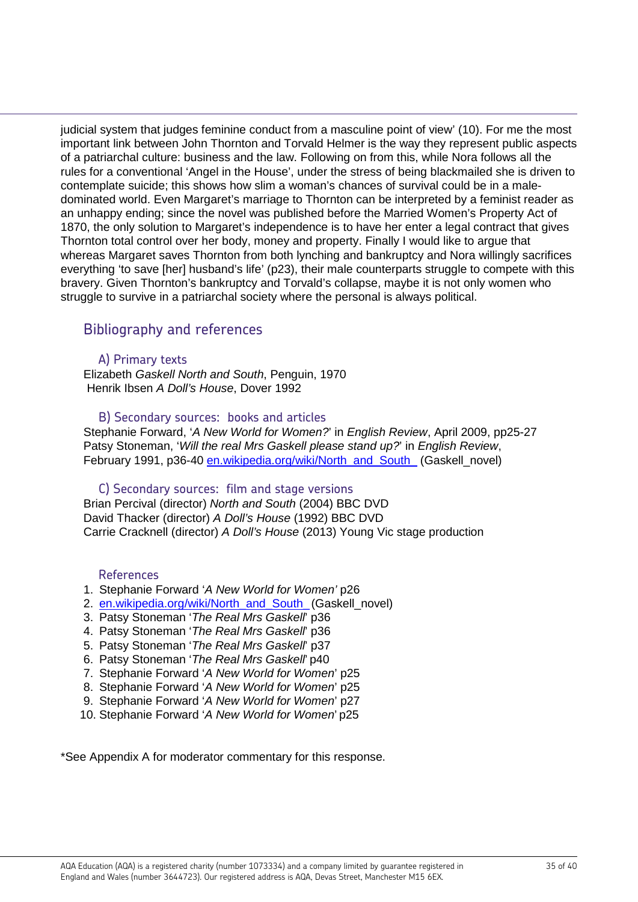judicial system that judges feminine conduct from a masculine point of view' (10). For me the most important link between John Thornton and Torvald Helmer is the way they represent public aspects of a patriarchal culture: business and the law. Following on from this, while Nora follows all the rules for a conventional 'Angel in the House', under the stress of being blackmailed she is driven to contemplate suicide; this shows how slim a woman's chances of survival could be in a male-dominated world. Even Margaret's marriage to Thornton can be interpreted by a feminist reader as an unhappy ending; since the novel was published before the Married Women's Property Act of 1870, the only solution to Margaret's independence is to have her enter a legal contract that gives Thornton total control over her body, money and property. Finally I would like to argue that whereas Margaret saves Thornton from both lynching and bankruptcy and Nora willingly sacrifices everything 'to save [her] husband's life' (p23), their male counterparts struggle to compete with this bravery. Given Thornton's bankruptcy and Torvald's collapse, maybe it is not only women who struggle to survive in a patriarchal society where the personal is always political.

## Bibliography and references

### A) Primary texts

Elizabeth Gaskell *North and South*, Penguin, 1970
Henrik Ibsen *A Doll's House*, Dover 1992

### B) Secondary sources: books and articles

Stephanie Forward, '*A New World for Women?*' in *English Review*, April 2009, pp25-27
Patsy Stoneman, '*Will the real Mrs Gaskell please stand up?*' in *English Review*, February 1991, p36-40 en.wikipedia.org/wiki/North_and_South_ (Gaskell_novel)

### C) Secondary sources: film and stage versions

Brian Percival (director) *North and South* (2004) BBC DVD
David Thacker (director) *A Doll's House* (1992) BBC DVD
Carrie Cracknell (director) *A Doll's House* (2013) Young Vic stage production

### References

1. Stephanie Forward '*A New World for Women'* p26
2. en.wikipedia.org/wiki/North_and_South_ (Gaskell_novel)
3. Patsy Stoneman '*The Real Mrs Gaskell*' p36
4. Patsy Stoneman '*The Real Mrs Gaskell*' p36
5. Patsy Stoneman '*The Real Mrs Gaskell*' p37
6. Patsy Stoneman '*The Real Mrs Gaskell*' p40
7. Stephanie Forward '*A New World for Women*' p25
8. Stephanie Forward '*A New World for Women*' p25
9. Stephanie Forward '*A New World for Women*' p27
10. Stephanie Forward '*A New World for Women*' p25

*See Appendix A for moderator commentary for this response.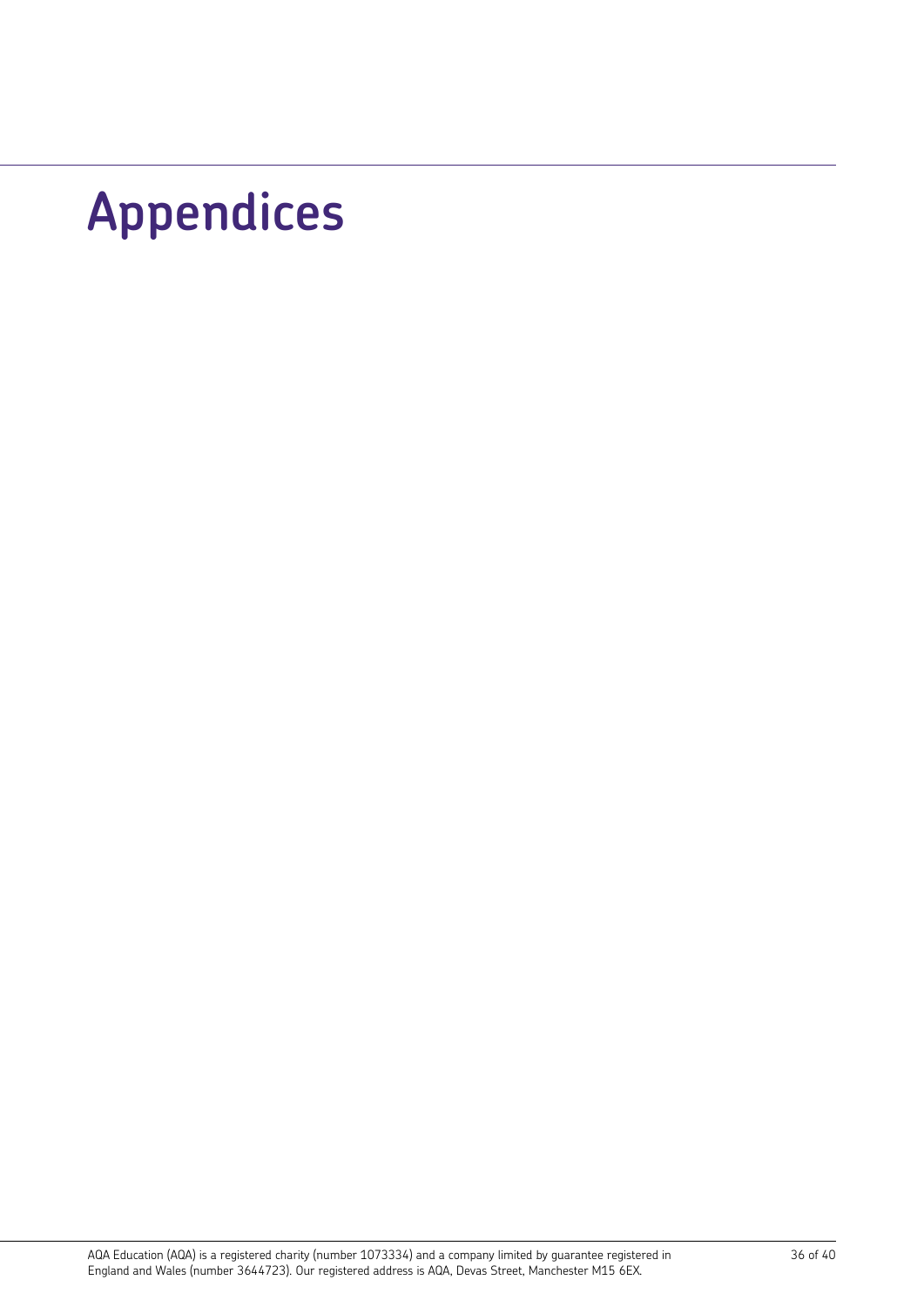# Appendices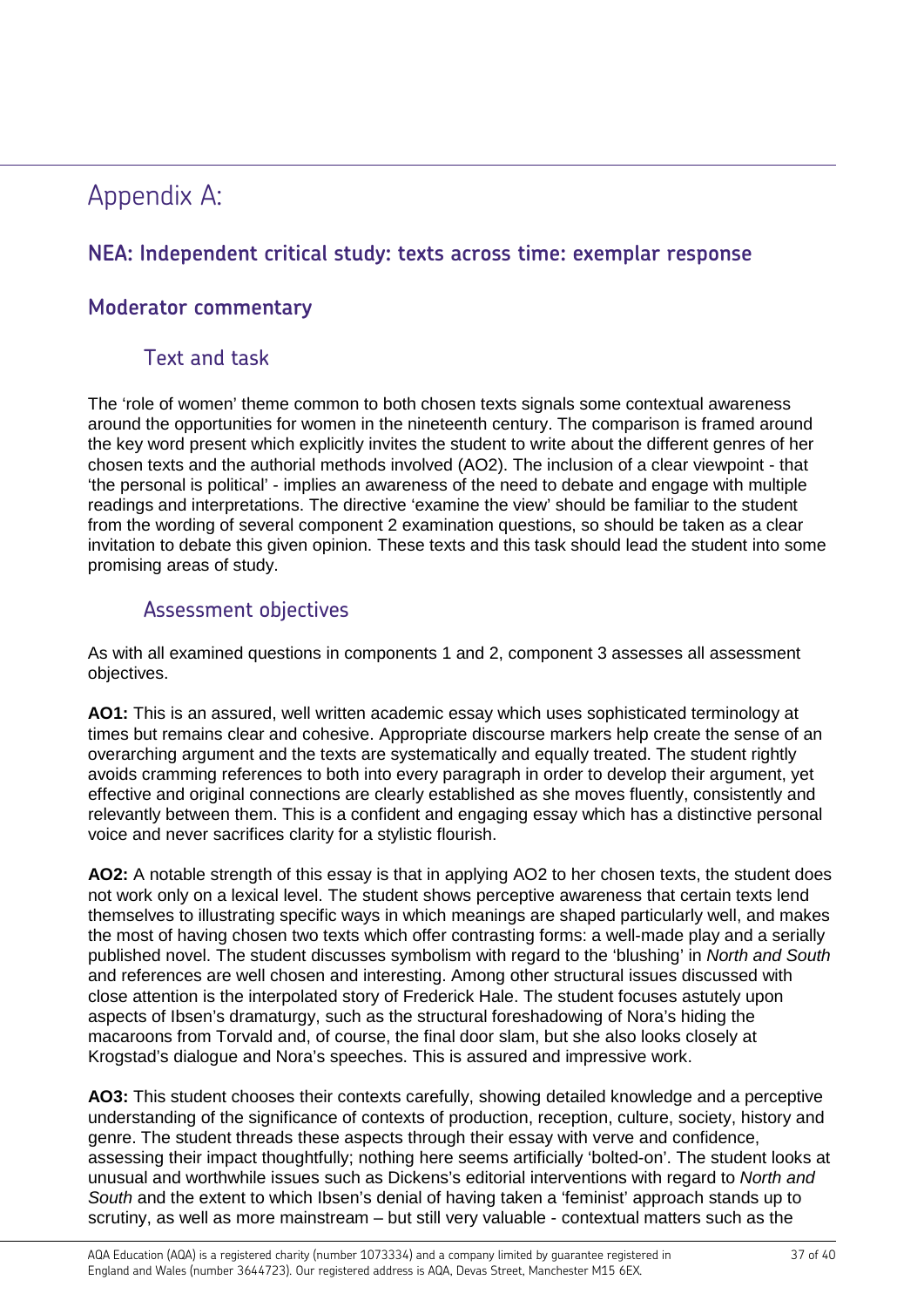# Appendix A:

## NEA: Independent critical study: texts across time: exemplar response

## Moderator commentary

### Text and task

The 'role of women' theme common to both chosen texts signals some contextual awareness around the opportunities for women in the nineteenth century. The comparison is framed around the key word present which explicitly invites the student to write about the different genres of her chosen texts and the authorial methods involved (AO2). The inclusion of a clear viewpoint - that 'the personal is political' - implies an awareness of the need to debate and engage with multiple readings and interpretations. The directive 'examine the view' should be familiar to the student from the wording of several component 2 examination questions, so should be taken as a clear invitation to debate this given opinion. These texts and this task should lead the student into some promising areas of study.

### Assessment objectives

As with all examined questions in components 1 and 2, component 3 assesses all assessment objectives.

**AO1:** This is an assured, well written academic essay which uses sophisticated terminology at times but remains clear and cohesive. Appropriate discourse markers help create the sense of an overarching argument and the texts are systematically and equally treated. The student rightly avoids cramming references to both into every paragraph in order to develop their argument, yet effective and original connections are clearly established as she moves fluently, consistently and relevantly between them. This is a confident and engaging essay which has a distinctive personal voice and never sacrifices clarity for a stylistic flourish.

**AO2:** A notable strength of this essay is that in applying AO2 to her chosen texts, the student does not work only on a lexical level. The student shows perceptive awareness that certain texts lend themselves to illustrating specific ways in which meanings are shaped particularly well, and makes the most of having chosen two texts which offer contrasting forms: a well-made play and a serially published novel. The student discusses symbolism with regard to the 'blushing' in *North and South* and references are well chosen and interesting. Among other structural issues discussed with close attention is the interpolated story of Frederick Hale. The student focuses astutely upon aspects of Ibsen's dramaturgy, such as the structural foreshadowing of Nora's hiding the macaroons from Torvald and, of course, the final door slam, but she also looks closely at Krogstad's dialogue and Nora's speeches. This is assured and impressive work.

**AO3:** This student chooses their contexts carefully, showing detailed knowledge and a perceptive understanding of the significance of contexts of production, reception, culture, society, history and genre. The student threads these aspects through their essay with verve and confidence, assessing their impact thoughtfully; nothing here seems artificially 'bolted-on'. The student looks at unusual and worthwhile issues such as Dickens's editorial interventions with regard to *North and South* and the extent to which Ibsen's denial of having taken a 'feminist' approach stands up to scrutiny, as well as more mainstream – but still very valuable - contextual matters such as the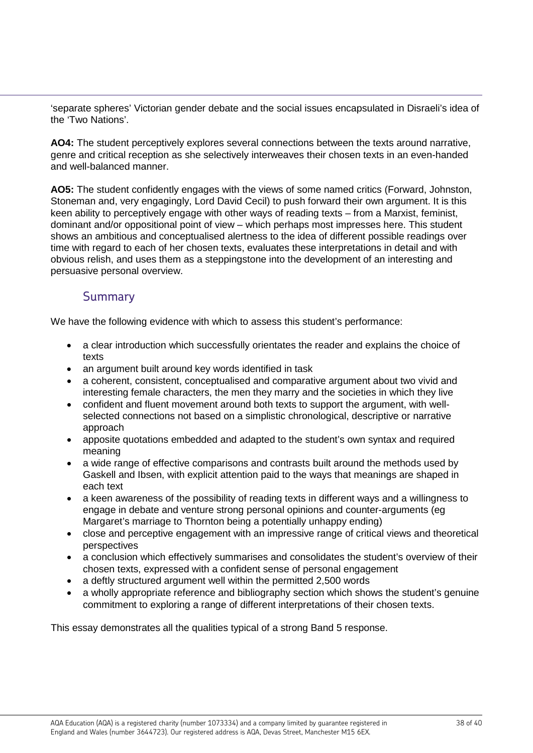'separate spheres' Victorian gender debate and the social issues encapsulated in Disraeli's idea of the 'Two Nations'.

**AO4:** The student perceptively explores several connections between the texts around narrative, genre and critical reception as she selectively interweaves their chosen texts in an even-handed and well-balanced manner.

**AO5:** The student confidently engages with the views of some named critics (Forward, Johnston, Stoneman and, very engagingly, Lord David Cecil) to push forward their own argument. It is this keen ability to perceptively engage with other ways of reading texts – from a Marxist, feminist, dominant and/or oppositional point of view – which perhaps most impresses here. This student shows an ambitious and conceptualised alertness to the idea of different possible readings over time with regard to each of her chosen texts, evaluates these interpretations in detail and with obvious relish, and uses them as a steppingstone into the development of an interesting and persuasive personal overview.

## Summary

We have the following evidence with which to assess this student's performance:

- a clear introduction which successfully orientates the reader and explains the choice of texts
- an argument built around key words identified in task
- a coherent, consistent, conceptualised and comparative argument about two vivid and interesting female characters, the men they marry and the societies in which they live
- confident and fluent movement around both texts to support the argument, with well-selected connections not based on a simplistic chronological, descriptive or narrative approach
- apposite quotations embedded and adapted to the student's own syntax and required meaning
- a wide range of effective comparisons and contrasts built around the methods used by Gaskell and Ibsen, with explicit attention paid to the ways that meanings are shaped in each text
- a keen awareness of the possibility of reading texts in different ways and a willingness to engage in debate and venture strong personal opinions and counter-arguments (eg Margaret's marriage to Thornton being a potentially unhappy ending)
- close and perceptive engagement with an impressive range of critical views and theoretical perspectives
- a conclusion which effectively summarises and consolidates the student's overview of their chosen texts, expressed with a confident sense of personal engagement
- a deftly structured argument well within the permitted 2,500 words
- a wholly appropriate reference and bibliography section which shows the student's genuine commitment to exploring a range of different interpretations of their chosen texts.

This essay demonstrates all the qualities typical of a strong Band 5 response.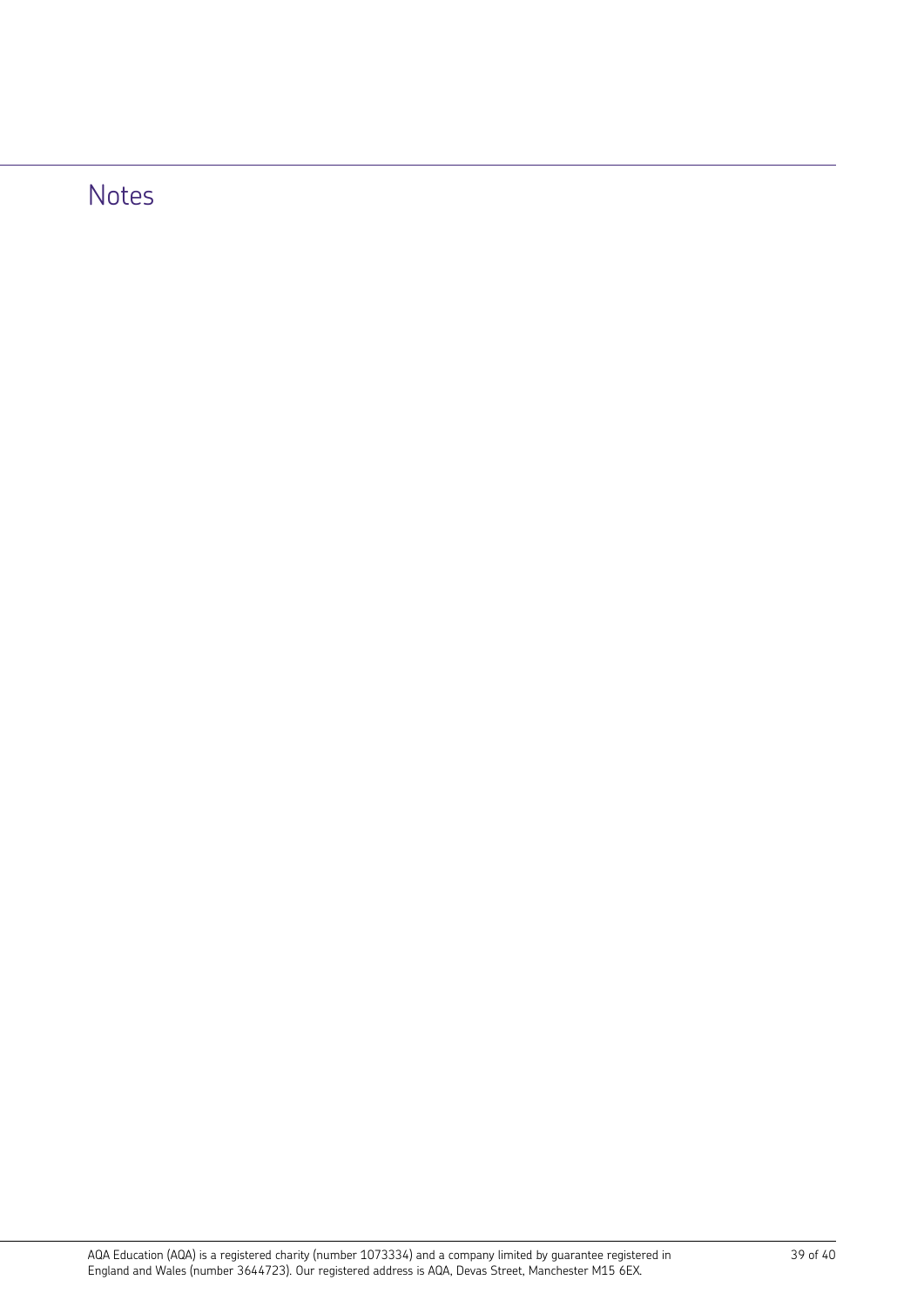## Notes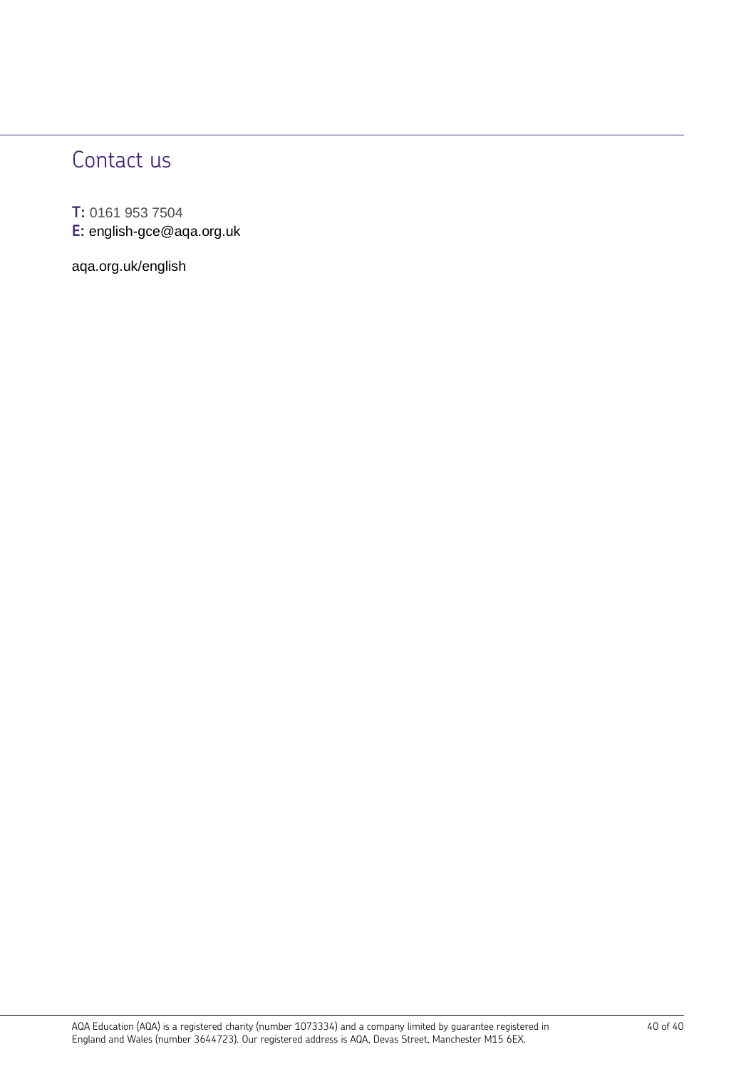## Contact us

**T:** 0161 953 7504
**E:** english-gce@aqa.org.uk

aqa.org.uk/english

AQA Education (AQA) is a registered charity (number 1073334) and a company limited by guarantee registered in England and Wales (number 3644723). Our registered address is AQA, Devas Street, Manchester M15 6EX.